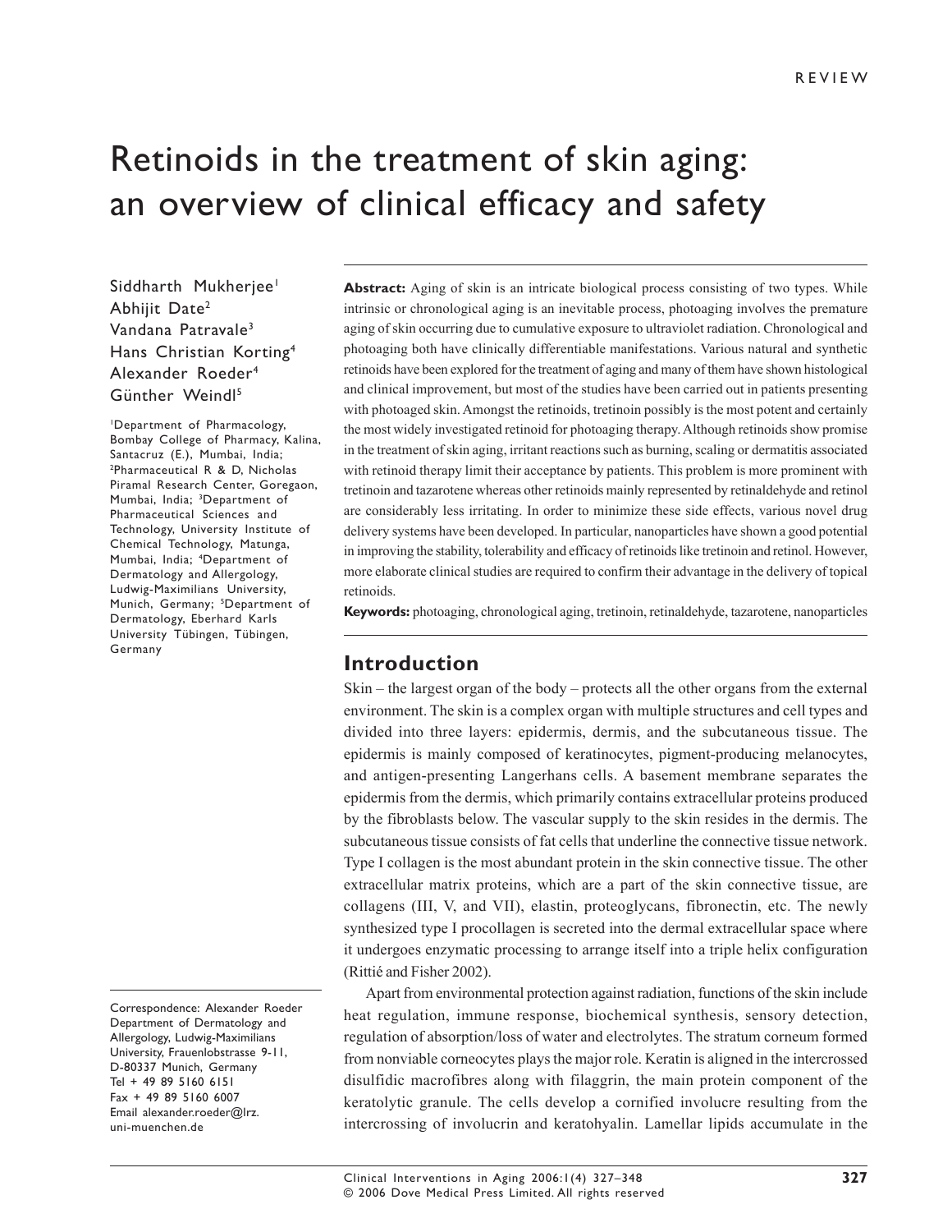REVIEW

# Retinoids in the treatment of skin aging: an overview of clinical efficacy and safety

Siddharth Mukherjee[1]
Abhijit Date[2]
Vandana Patravale[3]
Hans Christian Korting[4]
Alexander Roeder[4]
Günther Weindl[5]

[1]Department of Pharmacology, Bombay College of Pharmacy, Kalina, Santacruz (E.), Mumbai, India; [2]Pharmaceutical R & D, Nicholas Piramal Research Center, Goregaon, Mumbai, India; [3]Department of Pharmaceutical Sciences and Technology, University Institute of Chemical Technology, Matunga, Mumbai, India; [4]Department of Dermatology and Allergology, Ludwig-Maximilians University, Munich, Germany; [5]Department of Dermatology, Eberhard Karls University Tübingen, Tübingen, Germany

Correspondence: Alexander Roeder
Department of Dermatology and Allergology, Ludwig-Maximilians University, Frauenlobstrasse 9-11, D-80337 Munich, Germany
Tel + 49 89 5160 6151
Fax + 49 89 5160 6007
Email alexander.roeder@lrz.uni-muenchen.de

**Abstract:** Aging of skin is an intricate biological process consisting of two types. While intrinsic or chronological aging is an inevitable process, photoaging involves the premature aging of skin occurring due to cumulative exposure to ultraviolet radiation. Chronological and photoaging both have clinically differentiable manifestations. Various natural and synthetic retinoids have been explored for the treatment of aging and many of them have shown histological and clinical improvement, but most of the studies have been carried out in patients presenting with photoaged skin. Amongst the retinoids, tretinoin possibly is the most potent and certainly the most widely investigated retinoid for photoaging therapy. Although retinoids show promise in the treatment of skin aging, irritant reactions such as burning, scaling or dermatitis associated with retinoid therapy limit their acceptance by patients. This problem is more prominent with tretinoin and tazarotene whereas other retinoids mainly represented by retinaldehyde and retinol are considerably less irritating. In order to minimize these side effects, various novel drug delivery systems have been developed. In particular, nanoparticles have shown a good potential in improving the stability, tolerability and efficacy of retinoids like tretinoin and retinol. However, more elaborate clinical studies are required to confirm their advantage in the delivery of topical retinoids.

**Keywords:** photoaging, chronological aging, tretinoin, retinaldehyde, tazarotene, nanoparticles

## Introduction

Skin – the largest organ of the body – protects all the other organs from the external environment. The skin is a complex organ with multiple structures and cell types and divided into three layers: epidermis, dermis, and the subcutaneous tissue. The epidermis is mainly composed of keratinocytes, pigment-producing melanocytes, and antigen-presenting Langerhans cells. A basement membrane separates the epidermis from the dermis, which primarily contains extracellular proteins produced by the fibroblasts below. The vascular supply to the skin resides in the dermis. The subcutaneous tissue consists of fat cells that underline the connective tissue network. Type I collagen is the most abundant protein in the skin connective tissue. The other extracellular matrix proteins, which are a part of the skin connective tissue, are collagens (III, V, and VII), elastin, proteoglycans, fibronectin, etc. The newly synthesized type I procollagen is secreted into the dermal extracellular space where it undergoes enzymatic processing to arrange itself into a triple helix configuration (Rittié and Fisher 2002).

Apart from environmental protection against radiation, functions of the skin include heat regulation, immune response, biochemical synthesis, sensory detection, regulation of absorption/loss of water and electrolytes. The stratum corneum formed from nonviable corneocytes plays the major role. Keratin is aligned in the intercrossed disulfidic macrofibres along with filaggrin, the main protein component of the keratolytic granule. The cells develop a cornified involucre resulting from the intercrossing of involucrin and keratohyalin. Lamellar lipids accumulate in the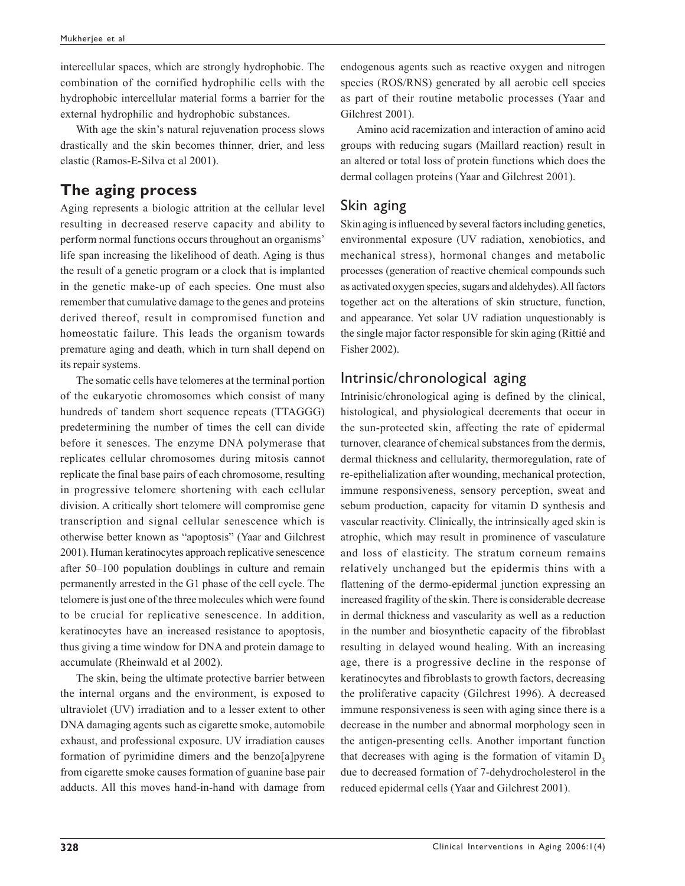intercellular spaces, which are strongly hydrophobic. The combination of the cornified hydrophilic cells with the hydrophobic intercellular material forms a barrier for the external hydrophilic and hydrophobic substances.

With age the skin's natural rejuvenation process slows drastically and the skin becomes thinner, drier, and less elastic (Ramos-E-Silva et al 2001).

## The aging process

Aging represents a biologic attrition at the cellular level resulting in decreased reserve capacity and ability to perform normal functions occurs throughout an organisms' life span increasing the likelihood of death. Aging is thus the result of a genetic program or a clock that is implanted in the genetic make-up of each species. One must also remember that cumulative damage to the genes and proteins derived thereof, result in compromised function and homeostatic failure. This leads the organism towards premature aging and death, which in turn shall depend on its repair systems.

The somatic cells have telomeres at the terminal portion of the eukaryotic chromosomes which consist of many hundreds of tandem short sequence repeats (TTAGGG) predetermining the number of times the cell can divide before it senesces. The enzyme DNA polymerase that replicates cellular chromosomes during mitosis cannot replicate the final base pairs of each chromosome, resulting in progressive telomere shortening with each cellular division. A critically short telomere will compromise gene transcription and signal cellular senescence which is otherwise better known as "apoptosis" (Yaar and Gilchrest 2001). Human keratinocytes approach replicative senescence after 50–100 population doublings in culture and remain permanently arrested in the G1 phase of the cell cycle. The telomere is just one of the three molecules which were found to be crucial for replicative senescence. In addition, keratinocytes have an increased resistance to apoptosis, thus giving a time window for DNA and protein damage to accumulate (Rheinwald et al 2002).

The skin, being the ultimate protective barrier between the internal organs and the environment, is exposed to ultraviolet (UV) irradiation and to a lesser extent to other DNA damaging agents such as cigarette smoke, automobile exhaust, and professional exposure. UV irradiation causes formation of pyrimidine dimers and the benzo[a]pyrene from cigarette smoke causes formation of guanine base pair adducts. All this moves hand-in-hand with damage from endogenous agents such as reactive oxygen and nitrogen species (ROS/RNS) generated by all aerobic cell species as part of their routine metabolic processes (Yaar and Gilchrest 2001).

Amino acid racemization and interaction of amino acid groups with reducing sugars (Maillard reaction) result in an altered or total loss of protein functions which does the dermal collagen proteins (Yaar and Gilchrest 2001).

### Skin aging

Skin aging is influenced by several factors including genetics, environmental exposure (UV radiation, xenobiotics, and mechanical stress), hormonal changes and metabolic processes (generation of reactive chemical compounds such as activated oxygen species, sugars and aldehydes). All factors together act on the alterations of skin structure, function, and appearance. Yet solar UV radiation unquestionably is the single major factor responsible for skin aging (Rittié and Fisher 2002).

### Intrinsic/chronological aging

Intrinisic/chronological aging is defined by the clinical, histological, and physiological decrements that occur in the sun-protected skin, affecting the rate of epidermal turnover, clearance of chemical substances from the dermis, dermal thickness and cellularity, thermoregulation, rate of re-epithelialization after wounding, mechanical protection, immune responsiveness, sensory perception, sweat and sebum production, capacity for vitamin D synthesis and vascular reactivity. Clinically, the intrinsically aged skin is atrophic, which may result in prominence of vasculature and loss of elasticity. The stratum corneum remains relatively unchanged but the epidermis thins with a flattening of the dermo-epidermal junction expressing an increased fragility of the skin. There is considerable decrease in dermal thickness and vascularity as well as a reduction in the number and biosynthetic capacity of the fibroblast resulting in delayed wound healing. With an increasing age, there is a progressive decline in the response of keratinocytes and fibroblasts to growth factors, decreasing the proliferative capacity (Gilchrest 1996). A decreased immune responsiveness is seen with aging since there is a decrease in the number and abnormal morphology seen in the antigen-presenting cells. Another important function that decreases with aging is the formation of vitamin $D_3$ due to decreased formation of 7-dehydrocholesterol in the reduced epidermal cells (Yaar and Gilchrest 2001).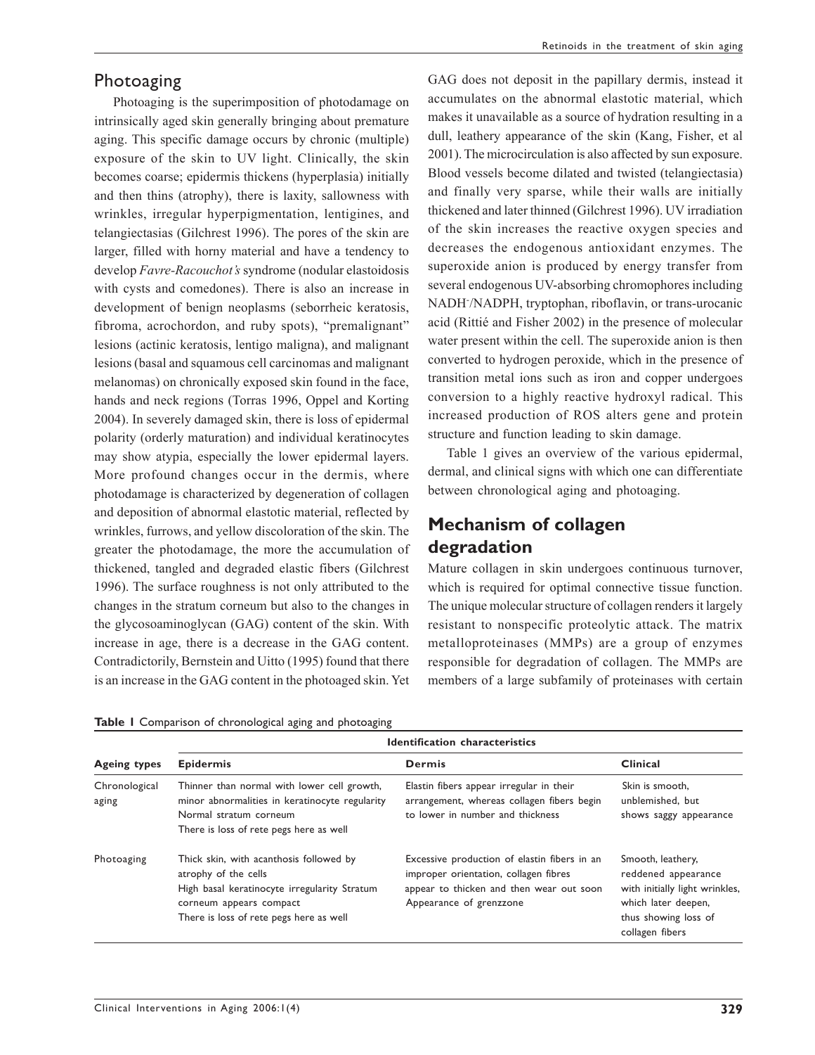## Photoaging

Photoaging is the superimposition of photodamage on intrinsically aged skin generally bringing about premature aging. This specific damage occurs by chronic (multiple) exposure of the skin to UV light. Clinically, the skin becomes coarse; epidermis thickens (hyperplasia) initially and then thins (atrophy), there is laxity, sallowness with wrinkles, irregular hyperpigmentation, lentigines, and telangiectasias (Gilchrest 1996). The pores of the skin are larger, filled with horny material and have a tendency to develop *Favre-Racouchot's* syndrome (nodular elastoidosis with cysts and comedones). There is also an increase in development of benign neoplasms (seborrheic keratosis, fibroma, acrochordon, and ruby spots), "premalignant" lesions (actinic keratosis, lentigo maligna), and malignant lesions (basal and squamous cell carcinomas and malignant melanomas) on chronically exposed skin found in the face, hands and neck regions (Torras 1996, Oppel and Korting 2004). In severely damaged skin, there is loss of epidermal polarity (orderly maturation) and individual keratinocytes may show atypia, especially the lower epidermal layers. More profound changes occur in the dermis, where photodamage is characterized by degeneration of collagen and deposition of abnormal elastotic material, reflected by wrinkles, furrows, and yellow discoloration of the skin. The greater the photodamage, the more the accumulation of thickened, tangled and degraded elastic fibers (Gilchrest 1996). The surface roughness is not only attributed to the changes in the stratum corneum but also to the changes in the glycosoaminoglycan (GAG) content of the skin. With increase in age, there is a decrease in the GAG content. Contradictorily, Bernstein and Uitto (1995) found that there is an increase in the GAG content in the photoaged skin. Yet GAG does not deposit in the papillary dermis, instead it accumulates on the abnormal elastotic material, which makes it unavailable as a source of hydration resulting in a dull, leathery appearance of the skin (Kang, Fisher, et al 2001). The microcirculation is also affected by sun exposure. Blood vessels become dilated and twisted (telangiectasia) and finally very sparse, while their walls are initially thickened and later thinned (Gilchrest 1996). UV irradiation of the skin increases the reactive oxygen species and decreases the endogenous antioxidant enzymes. The superoxide anion is produced by energy transfer from several endogenous UV-absorbing chromophores including $NADH^-$/NADPH, tryptophan, riboflavin, or trans-urocanic acid (Rittié and Fisher 2002) in the presence of molecular water present within the cell. The superoxide anion is then converted to hydrogen peroxide, which in the presence of transition metal ions such as iron and copper undergoes conversion to a highly reactive hydroxyl radical. This increased production of ROS alters gene and protein structure and function leading to skin damage.

Table 1 gives an overview of the various epidermal, dermal, and clinical signs with which one can differentiate between chronological aging and photoaging.

## Mechanism of collagen degradation

Mature collagen in skin undergoes continuous turnover, which is required for optimal connective tissue function. The unique molecular structure of collagen renders it largely resistant to nonspecific proteolytic attack. The matrix metalloproteinases (MMPs) are a group of enzymes responsible for degradation of collagen. The MMPs are members of a large subfamily of proteinases with certain

**Table 1** Comparison of chronological aging and photoaging

| Ageing types | Identification characteristics | | |
|---|---|---|---|
| | **Epidermis** | **Dermis** | **Clinical** |
| Chronological aging | Thinner than normal with lower cell growth, minor abnormalities in keratinocyte regularity<br>Normal stratum corneum<br>There is loss of rete pegs here as well | Elastin fibers appear irregular in their arrangement, whereas collagen fibers begin to lower in number and thickness | Skin is smooth, unblemished, but shows saggy appearance |
| Photoaging | Thick skin, with acanthosis followed by atrophy of the cells<br>High basal keratinocyte irregularity Stratum corneum appears compact<br>There is loss of rete pegs here as well | Excessive production of elastin fibers in an improper orientation, collagen fibres appear to thicken and then wear out soon<br>Appearance of grenzzone | Smooth, leathery, reddened appearance with initially light wrinkles, which later deepen, thus showing loss of collagen fibers |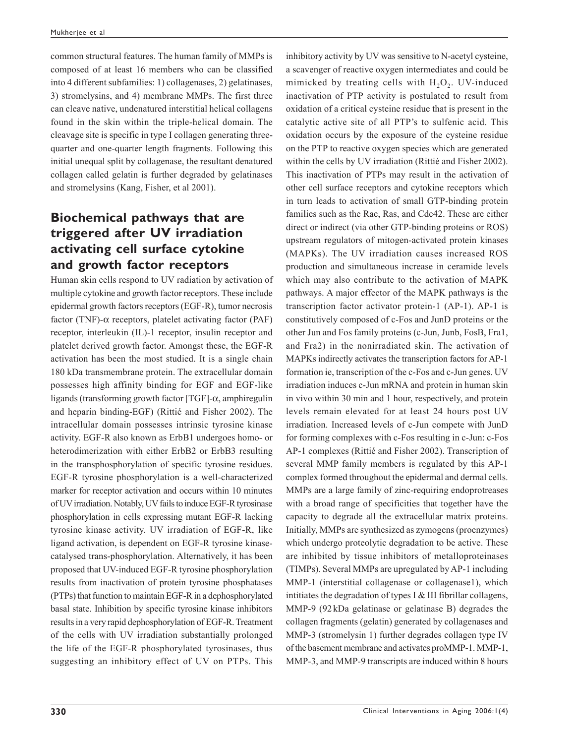common structural features. The human family of MMPs is composed of at least 16 members who can be classified into 4 different subfamilies: 1) collagenases, 2) gelatinases, 3) stromelysins, and 4) membrane MMPs. The first three can cleave native, undenatured interstitial helical collagens found in the skin within the triple-helical domain. The cleavage site is specific in type I collagen generating three-quarter and one-quarter length fragments. Following this initial unequal split by collagenase, the resultant denatured collagen called gelatin is further degraded by gelatinases and stromelysins (Kang, Fisher, et al 2001).

## Biochemical pathways that are triggered after UV irradiation activating cell surface cytokine and growth factor receptors

Human skin cells respond to UV radiation by activation of multiple cytokine and growth factor receptors. These include epidermal growth factors receptors (EGF-R), tumor necrosis factor (TNF)-α receptors, platelet activating factor (PAF) receptor, interleukin (IL)-1 receptor, insulin receptor and platelet derived growth factor. Amongst these, the EGF-R activation has been the most studied. It is a single chain 180 kDa transmembrane protein. The extracellular domain possesses high affinity binding for EGF and EGF-like ligands (transforming growth factor [TGF]-α, amphiregulin and heparin binding-EGF) (Rittié and Fisher 2002). The intracellular domain possesses intrinsic tyrosine kinase activity. EGF-R also known as ErbB1 undergoes homo- or heterodimerization with either ErbB2 or ErbB3 resulting in the transphosphorylation of specific tyrosine residues. EGF-R tyrosine phosphorylation is a well-characterized marker for receptor activation and occurs within 10 minutes of UV irradiation. Notably, UV fails to induce EGF-R tyrosinase phosphorylation in cells expressing mutant EGF-R lacking tyrosine kinase activity. UV irradiation of EGF-R, like ligand activation, is dependent on EGF-R tyrosine kinase-catalysed trans-phosphorylation. Alternatively, it has been proposed that UV-induced EGF-R tyrosine phosphorylation results from inactivation of protein tyrosine phosphatases (PTPs) that function to maintain EGF-R in a dephosphorylated basal state. Inhibition by specific tyrosine kinase inhibitors results in a very rapid dephosphorylation of EGF-R. Treatment of the cells with UV irradiation substantially prolonged the life of the EGF-R phosphorylated tyrosinases, thus suggesting an inhibitory effect of UV on PTPs. This inhibitory activity by UV was sensitive to N-acetyl cysteine, a scavenger of reactive oxygen intermediates and could be mimicked by treating cells with $H_2O_2$. UV-induced inactivation of PTP activity is postulated to result from oxidation of a critical cysteine residue that is present in the catalytic active site of all PTP's to sulfenic acid. This oxidation occurs by the exposure of the cysteine residue on the PTP to reactive oxygen species which are generated within the cells by UV irradiation (Rittié and Fisher 2002). This inactivation of PTPs may result in the activation of other cell surface receptors and cytokine receptors which in turn leads to activation of small GTP-binding protein families such as the Rac, Ras, and Cdc42. These are either direct or indirect (via other GTP-binding proteins or ROS) upstream regulators of mitogen-activated protein kinases (MAPKs). The UV irradiation causes increased ROS production and simultaneous increase in ceramide levels which may also contribute to the activation of MAPK pathways. A major effector of the MAPK pathways is the transcription factor activator protein-1 (AP-1). AP-1 is constitutively composed of c-Fos and JunD proteins or the other Jun and Fos family proteins (c-Jun, Junb, FosB, Fra1, and Fra2) in the nonirradiated skin. The activation of MAPKs indirectly activates the transcription factors for AP-1 formation ie, transcription of the c-Fos and c-Jun genes. UV irradiation induces c-Jun mRNA and protein in human skin in vivo within 30 min and 1 hour, respectively, and protein levels remain elevated for at least 24 hours post UV irradiation. Increased levels of c-Jun compete with JunD for forming complexes with c-Fos resulting in c-Jun: c-Fos AP-1 complexes (Rittié and Fisher 2002). Transcription of several MMP family members is regulated by this AP-1 complex formed throughout the epidermal and dermal cells. MMPs are a large family of zinc-requiring endoprotreases with a broad range of specificities that together have the capacity to degrade all the extracellular matrix proteins. Initially, MMPs are synthesized as zymogens (proenzymes) which undergo proteolytic degradation to be active. These are inhibited by tissue inhibitors of metalloproteinases (TIMPs). Several MMPs are upregulated by AP-1 including MMP-1 (interstitial collagenase or collagenase1), which intitiates the degradation of types I & III fibrillar collagens, MMP-9 (92 kDa gelatinase or gelatinase B) degrades the collagen fragments (gelatin) generated by collagenases and MMP-3 (stromelysin 1) further degrades collagen type IV of the basement membrane and activates proMMP-1. MMP-1, MMP-3, and MMP-9 transcripts are induced within 8 hours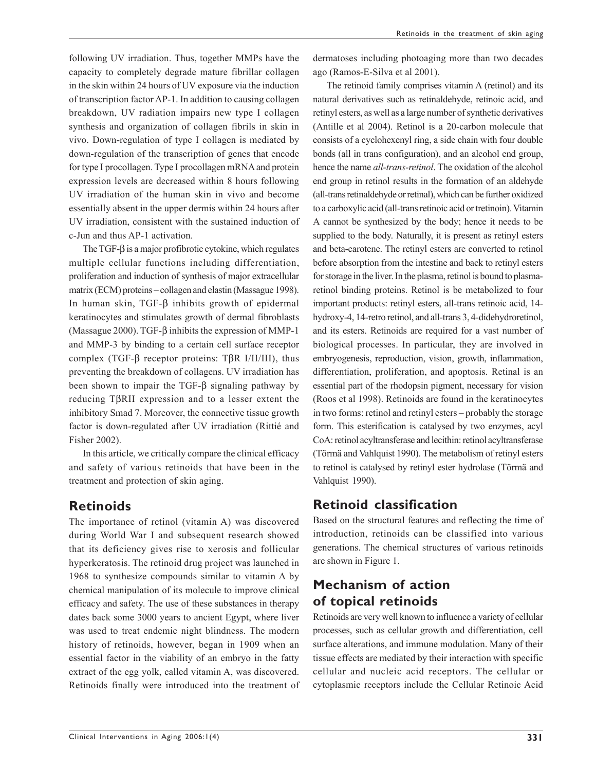following UV irradiation. Thus, together MMPs have the capacity to completely degrade mature fibrillar collagen in the skin within 24 hours of UV exposure via the induction of transcription factor AP-1. In addition to causing collagen breakdown, UV radiation impairs new type I collagen synthesis and organization of collagen fibrils in skin in vivo. Down-regulation of type I collagen is mediated by down-regulation of the transcription of genes that encode for type I procollagen. Type I procollagen mRNA and protein expression levels are decreased within 8 hours following UV irradiation of the human skin in vivo and become essentially absent in the upper dermis within 24 hours after UV irradiation, consistent with the sustained induction of c-Jun and thus AP-1 activation.

The TGF-β is a major profibrotic cytokine, which regulates multiple cellular functions including differentiation, proliferation and induction of synthesis of major extracellular matrix (ECM) proteins – collagen and elastin (Massague 1998). In human skin, TGF-β inhibits growth of epidermal keratinocytes and stimulates growth of dermal fibroblasts (Massague 2000). TGF-β inhibits the expression of MMP-1 and MMP-3 by binding to a certain cell surface receptor complex (TGF-β receptor proteins: TβR I/II/III), thus preventing the breakdown of collagens. UV irradiation has been shown to impair the TGF-β signaling pathway by reducing TβRII expression and to a lesser extent the inhibitory Smad 7. Moreover, the connective tissue growth factor is down-regulated after UV irradiation (Rittié and Fisher 2002).

In this article, we critically compare the clinical efficacy and safety of various retinoids that have been in the treatment and protection of skin aging.

## Retinoids

The importance of retinol (vitamin A) was discovered during World War I and subsequent research showed that its deficiency gives rise to xerosis and follicular hyperkeratosis. The retinoid drug project was launched in 1968 to synthesize compounds similar to vitamin A by chemical manipulation of its molecule to improve clinical efficacy and safety. The use of these substances in therapy dates back some 3000 years to ancient Egypt, where liver was used to treat endemic night blindness. The modern history of retinoids, however, began in 1909 when an essential factor in the viability of an embryo in the fatty extract of the egg yolk, called vitamin A, was discovered. Retinoids finally were introduced into the treatment of dermatoses including photoaging more than two decades ago (Ramos-E-Silva et al 2001).

The retinoid family comprises vitamin A (retinol) and its natural derivatives such as retinaldehyde, retinoic acid, and retinyl esters, as well as a large number of synthetic derivatives (Antille et al 2004). Retinol is a 20-carbon molecule that consists of a cyclohexenyl ring, a side chain with four double bonds (all in trans configuration), and an alcohol end group, hence the name *all-trans-retinol*. The oxidation of the alcohol end group in retinol results in the formation of an aldehyde (all-trans retinaldehyde or retinal), which can be further oxidized to a carboxylic acid (all-trans retinoic acid or tretinoin). Vitamin A cannot be synthesized by the body; hence it needs to be supplied to the body. Naturally, it is present as retinyl esters and beta-carotene. The retinyl esters are converted to retinol before absorption from the intestine and back to retinyl esters for storage in the liver. In the plasma, retinol is bound to plasma-retinol binding proteins. Retinol is be metabolized to four important products: retinyl esters, all-trans retinoic acid, 14-hydroxy-4, 14-retro retinol, and all-trans 3, 4-didehydroretinol, and its esters. Retinoids are required for a vast number of biological processes. In particular, they are involved in embryogenesis, reproduction, vision, growth, inflammation, differentiation, proliferation, and apoptosis. Retinal is an essential part of the rhodopsin pigment, necessary for vision (Roos et al 1998). Retinoids are found in the keratinocytes in two forms: retinol and retinyl esters – probably the storage form. This esterification is catalysed by two enzymes, acyl CoA: retinol acyltransferase and lecithin: retinol acyltransferase (Törmä and Vahlquist 1990). The metabolism of retinyl esters to retinol is catalysed by retinyl ester hydrolase (Törmä and Vahlquist 1990).

## Retinoid classification

Based on the structural features and reflecting the time of introduction, retinoids can be classified into various generations. The chemical structures of various retinoids are shown in Figure 1.

## Mechanism of action of topical retinoids

Retinoids are very well known to influence a variety of cellular processes, such as cellular growth and differentiation, cell surface alterations, and immune modulation. Many of their tissue effects are mediated by their interaction with specific cellular and nucleic acid receptors. The cellular or cytoplasmic receptors include the Cellular Retinoic Acid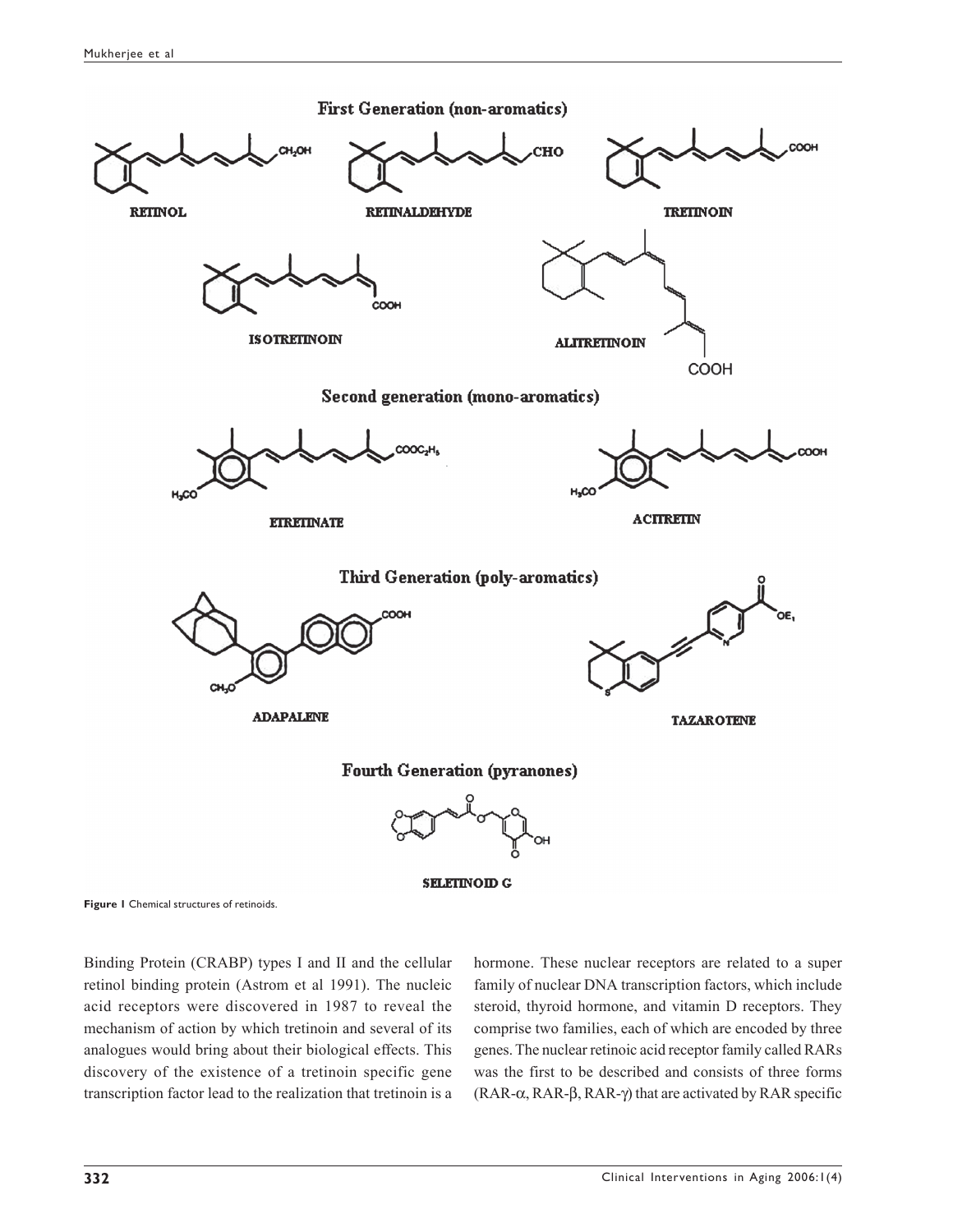**Figure 1** Chemical structures of retinoids.

Binding Protein (CRABP) types I and II and the cellular retinol binding protein (Astrom et al 1991). The nucleic acid receptors were discovered in 1987 to reveal the mechanism of action by which tretinoin and several of its analogues would bring about their biological effects. This discovery of the existence of a tretinoin specific gene transcription factor lead to the realization that tretinoin is a hormone. These nuclear receptors are related to a super family of nuclear DNA transcription factors, which include steroid, thyroid hormone, and vitamin D receptors. They comprise two families, each of which are encoded by three genes. The nuclear retinoic acid receptor family called RARs was the first to be described and consists of three forms (RAR-$\alpha$, RAR-$\beta$, RAR-$\gamma$) that are activated by RAR specific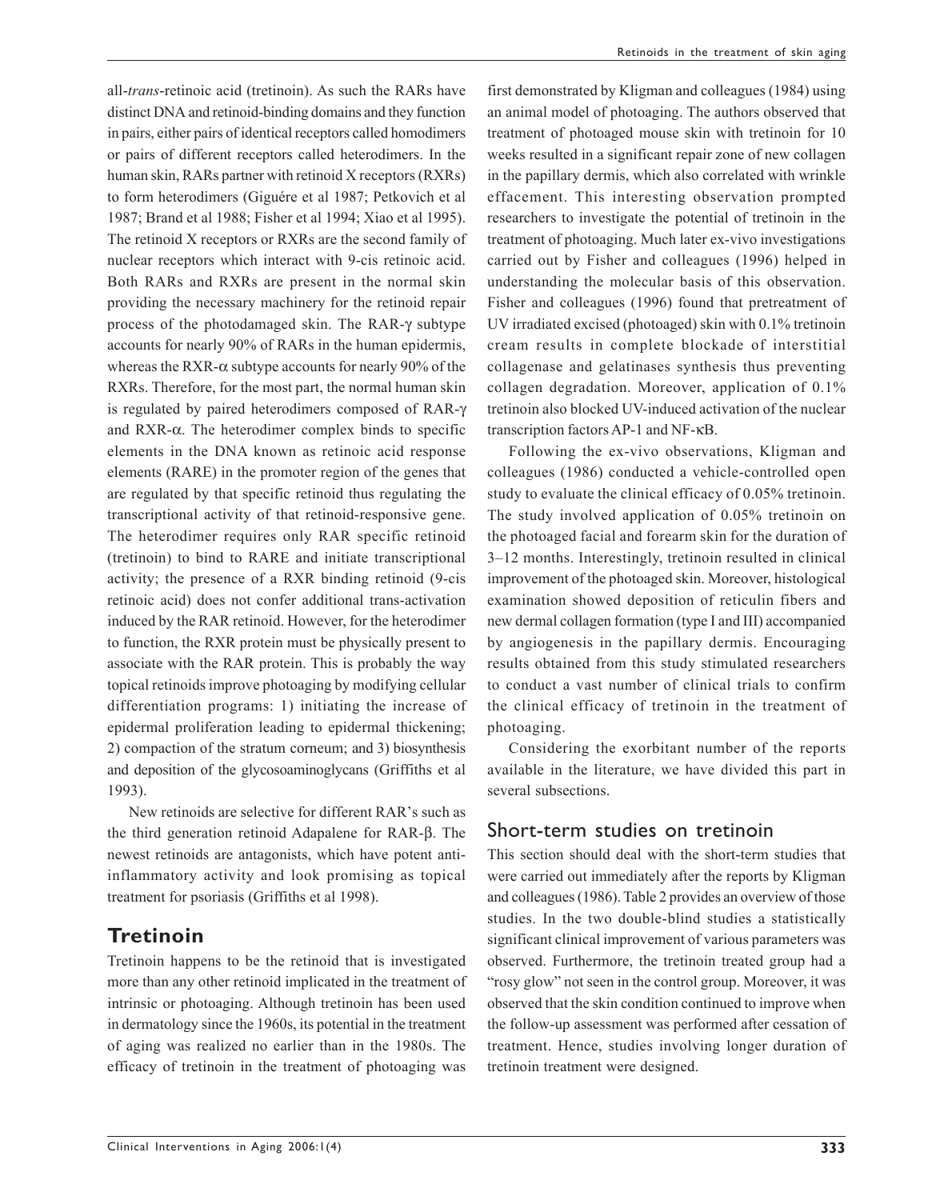all-*trans*-retinoic acid (tretinoin). As such the RARs have distinct DNA and retinoid-binding domains and they function in pairs, either pairs of identical receptors called homodimers or pairs of different receptors called heterodimers. In the human skin, RARs partner with retinoid X receptors (RXRs) to form heterodimers (Giguére et al 1987; Petkovich et al 1987; Brand et al 1988; Fisher et al 1994; Xiao et al 1995). The retinoid X receptors or RXRs are the second family of nuclear receptors which interact with 9-cis retinoic acid. Both RARs and RXRs are present in the normal skin providing the necessary machinery for the retinoid repair process of the photodamaged skin. The RAR-$\gamma$ subtype accounts for nearly 90% of RARs in the human epidermis, whereas the RXR-$\alpha$ subtype accounts for nearly 90% of the RXRs. Therefore, for the most part, the normal human skin is regulated by paired heterodimers composed of RAR-$\gamma$ and RXR-$\alpha$. The heterodimer complex binds to specific elements in the DNA known as retinoic acid response elements (RARE) in the promoter region of the genes that are regulated by that specific retinoid thus regulating the transcriptional activity of that retinoid-responsive gene. The heterodimer requires only RAR specific retinoid (tretinoin) to bind to RARE and initiate transcriptional activity; the presence of a RXR binding retinoid (9-cis retinoic acid) does not confer additional trans-activation induced by the RAR retinoid. However, for the heterodimer to function, the RXR protein must be physically present to associate with the RAR protein. This is probably the way topical retinoids improve photoaging by modifying cellular differentiation programs: 1) initiating the increase of epidermal proliferation leading to epidermal thickening; 2) compaction of the stratum corneum; and 3) biosynthesis and deposition of the glycosoaminoglycans (Griffiths et al 1993).

New retinoids are selective for different RAR's such as the third generation retinoid Adapalene for RAR-$\beta$. The newest retinoids are antagonists, which have potent anti-inflammatory activity and look promising as topical treatment for psoriasis (Griffiths et al 1998).

## Tretinoin

Tretinoin happens to be the retinoid that is investigated more than any other retinoid implicated in the treatment of intrinsic or photoaging. Although tretinoin has been used in dermatology since the 1960s, its potential in the treatment of aging was realized no earlier than in the 1980s. The efficacy of tretinoin in the treatment of photoaging was first demonstrated by Kligman and colleagues (1984) using an animal model of photoaging. The authors observed that treatment of photoaged mouse skin with tretinoin for 10 weeks resulted in a significant repair zone of new collagen in the papillary dermis, which also correlated with wrinkle effacement. This interesting observation prompted researchers to investigate the potential of tretinoin in the treatment of photoaging. Much later ex-vivo investigations carried out by Fisher and colleagues (1996) helped in understanding the molecular basis of this observation. Fisher and colleagues (1996) found that pretreatment of UV irradiated excised (photoaged) skin with 0.1% tretinoin cream results in complete blockade of interstitial collagenase and gelatinases synthesis thus preventing collagen degradation. Moreover, application of 0.1% tretinoin also blocked UV-induced activation of the nuclear transcription factors AP-1 and NF-$\kappa$B.

Following the ex-vivo observations, Kligman and colleagues (1986) conducted a vehicle-controlled open study to evaluate the clinical efficacy of 0.05% tretinoin. The study involved application of 0.05% tretinoin on the photoaged facial and forearm skin for the duration of 3–12 months. Interestingly, tretinoin resulted in clinical improvement of the photoaged skin. Moreover, histological examination showed deposition of reticulin fibers and new dermal collagen formation (type I and III) accompanied by angiogenesis in the papillary dermis. Encouraging results obtained from this study stimulated researchers to conduct a vast number of clinical trials to confirm the clinical efficacy of tretinoin in the treatment of photoaging.

Considering the exorbitant number of the reports available in the literature, we have divided this part in several subsections.

### Short-term studies on tretinoin

This section should deal with the short-term studies that were carried out immediately after the reports by Kligman and colleagues (1986). Table 2 provides an overview of those studies. In the two double-blind studies a statistically significant clinical improvement of various parameters was observed. Furthermore, the tretinoin treated group had a "rosy glow" not seen in the control group. Moreover, it was observed that the skin condition continued to improve when the follow-up assessment was performed after cessation of treatment. Hence, studies involving longer duration of tretinoin treatment were designed.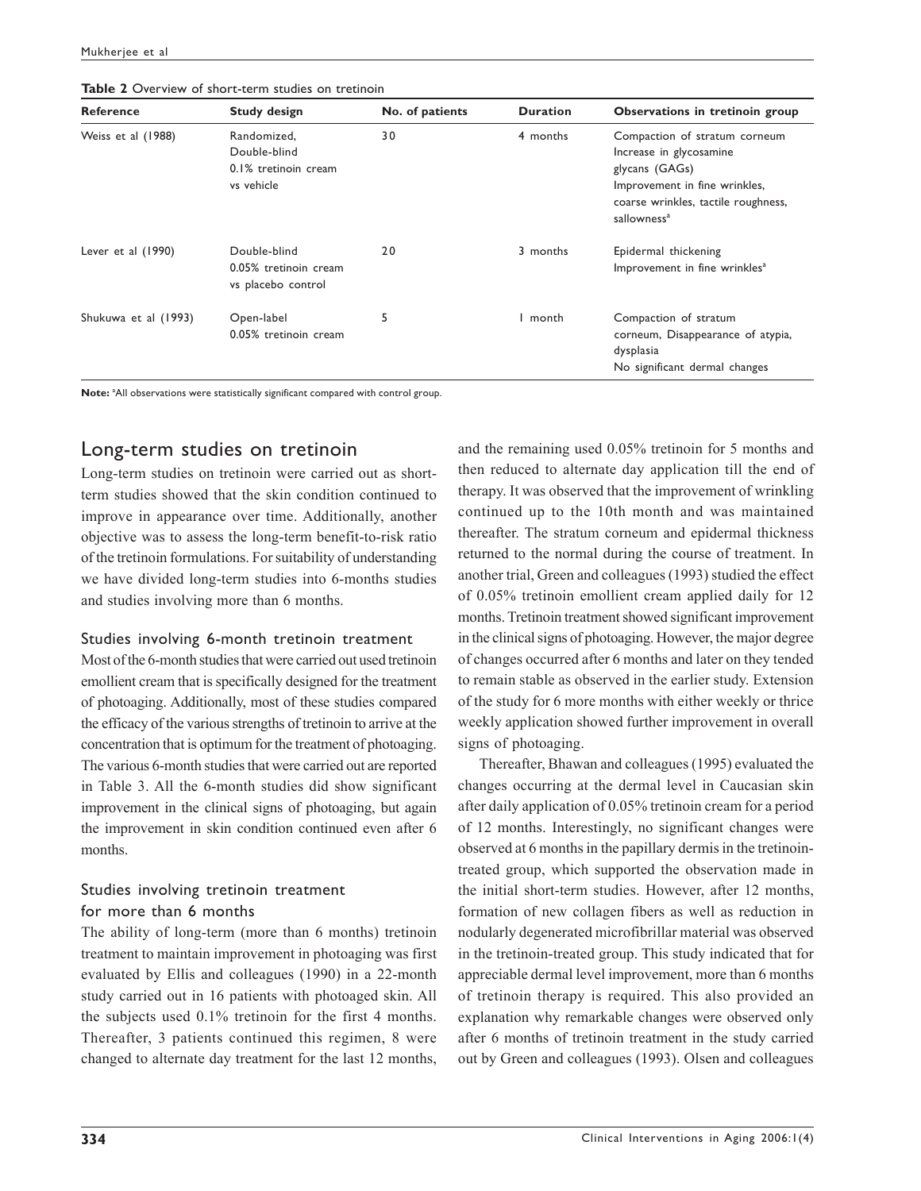**Table 2** Overview of short-term studies on tretinoin

| Reference | Study design | No. of patients | Duration | Observations in tretinoin group |
|---|---|---|---|---|
| Weiss et al (1988) | Randomized, Double-blind 0.1% tretinoin cream vs vehicle | 30 | 4 months | Compaction of stratum corneum Increase in glycosamine glycans (GAGs) Improvement in fine wrinkles, coarse wrinkles, tactile roughness, sallowness[a] |
| Lever et al (1990) | Double-blind 0.05% tretinoin cream vs placebo control | 20 | 3 months | Epidermal thickening Improvement in fine wrinkles[a] |
| Shukuwa et al (1993) | Open-label 0.05% tretinoin cream | 5 | 1 month | Compaction of stratum corneum, Disappearance of atypia, dysplasia No significant dermal changes |

**Note:** [a]All observations were statistically significant compared with control group.

## Long-term studies on tretinoin

Long-term studies on tretinoin were carried out as short-term studies showed that the skin condition continued to improve in appearance over time. Additionally, another objective was to assess the long-term benefit-to-risk ratio of the tretinoin formulations. For suitability of understanding we have divided long-term studies into 6-months studies and studies involving more than 6 months.

### Studies involving 6-month tretinoin treatment

Most of the 6-month studies that were carried out used tretinoin emollient cream that is specifically designed for the treatment of photoaging. Additionally, most of these studies compared the efficacy of the various strengths of tretinoin to arrive at the concentration that is optimum for the treatment of photoaging. The various 6-month studies that were carried out are reported in Table 3. All the 6-month studies did show significant improvement in the clinical signs of photoaging, but again the improvement in skin condition continued even after 6 months.

### Studies involving tretinoin treatment for more than 6 months

The ability of long-term (more than 6 months) tretinoin treatment to maintain improvement in photoaging was first evaluated by Ellis and colleagues (1990) in a 22-month study carried out in 16 patients with photoaged skin. All the subjects used 0.1% tretinoin for the first 4 months. Thereafter, 3 patients continued this regimen, 8 were changed to alternate day treatment for the last 12 months, and the remaining used 0.05% tretinoin for 5 months and then reduced to alternate day application till the end of therapy. It was observed that the improvement of wrinkling continued up to the 10th month and was maintained thereafter. The stratum corneum and epidermal thickness returned to the normal during the course of treatment. In another trial, Green and colleagues (1993) studied the effect of 0.05% tretinoin emollient cream applied daily for 12 months. Tretinoin treatment showed significant improvement in the clinical signs of photoaging. However, the major degree of changes occurred after 6 months and later on they tended to remain stable as observed in the earlier study. Extension of the study for 6 more months with either weekly or thrice weekly application showed further improvement in overall signs of photoaging.

Thereafter, Bhawan and colleagues (1995) evaluated the changes occurring at the dermal level in Caucasian skin after daily application of 0.05% tretinoin cream for a period of 12 months. Interestingly, no significant changes were observed at 6 months in the papillary dermis in the tretinoin-treated group, which supported the observation made in the initial short-term studies. However, after 12 months, formation of new collagen fibers as well as reduction in nodularly degenerated microfibrillar material was observed in the tretinoin-treated group. This study indicated that for appreciable dermal level improvement, more than 6 months of tretinoin therapy is required. This also provided an explanation why remarkable changes were observed only after 6 months of tretinoin treatment in the study carried out by Green and colleagues (1993). Olsen and colleagues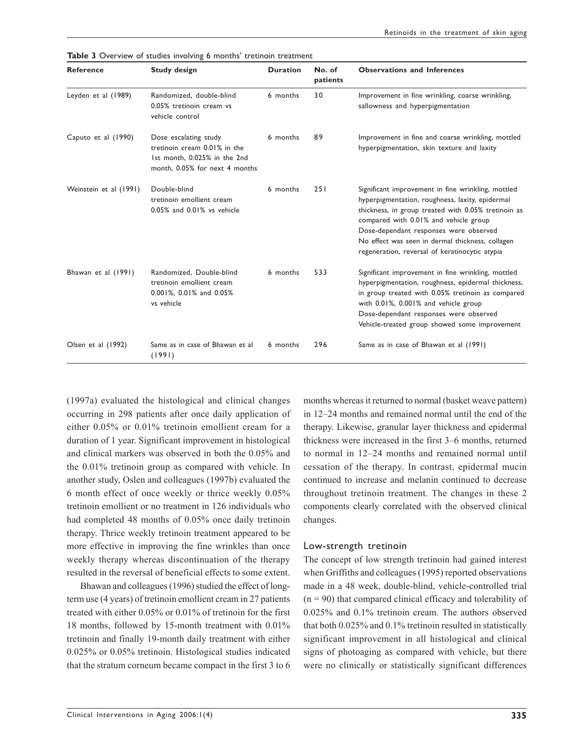**Table 3** Overview of studies involving 6 months' tretinoin treatment

| Reference | Study design | Duration | No. of patients | Observations and Inferences |
|---|---|---|---|---|
| Leyden et al (1989) | Randomized, double-blind 0.05% tretinoin cream vs vehicle control | 6 months | 30 | Improvement in fine wrinkling, coarse wrinkling, sallowness and hyperpigmentation |
| Caputo et al (1990) | Dose escalating study tretinoin cream 0.01% in the 1st month, 0.025% in the 2nd month, 0.05% for next 4 months | 6 months | 89 | Improvement in fine and coarse wrinkling, mottled hyperpigmentation, skin texture and laxity |
| Weinstein et al (1991) | Double-blind tretinoin emollient cream 0.05% and 0.01% vs vehicle | 6 months | 251 | Significant improvement in fine wrinkling, mottled hyperpigmentation, roughness, laxity, epidermal thickness, in group treated with 0.05% tretinoin as compared with 0.01% and vehicle group Dose-dependant responses were observed No effect was seen in dermal thickness, collagen regeneration, reversal of keratinocytic atypia |
| Bhawan et al (1991) | Randomized, Double-blind tretinoin emollient cream 0.001%, 0.01% and 0.05% vs vehicle | 6 months | 533 | Significant improvement in fine wrinkling, mottled hyperpigmentation, roughness, epidermal thickness, in group treated with 0.05% tretinoin as compared with 0.01%, 0.001% and vehicle group Dose-dependant responses were observed Vehicle-treated group showed some improvement |
| Olsen et al (1992) | Same as in case of Bhawan et al (1991) | 6 months | 296 | Same as in case of Bhawan et al (1991) |

(1997a) evaluated the histological and clinical changes occurring in 298 patients after once daily application of either 0.05% or 0.01% tretinoin emollient cream for a duration of 1 year. Significant improvement in histological and clinical markers was observed in both the 0.05% and the 0.01% tretinoin group as compared with vehicle. In another study, Oslen and colleagues (1997b) evaluated the 6 month effect of once weekly or thrice weekly 0.05% tretinoin emollient or no treatment in 126 individuals who had completed 48 months of 0.05% once daily tretinoin therapy. Thrice weekly tretinoin treatment appeared to be more effective in improving the fine wrinkles than once weekly therapy whereas discontinuation of the therapy resulted in the reversal of beneficial effects to some extent.

Bhawan and colleagues (1996) studied the effect of long-term use (4 years) of tretinoin emollient cream in 27 patients treated with either 0.05% or 0.01% of tretinoin for the first 18 months, followed by 15-month treatment with 0.01% tretinoin and finally 19-month daily treatment with either 0.025% or 0.05% tretinoin. Histological studies indicated that the stratum corneum became compact in the first 3 to 6 months whereas it returned to normal (basket weave pattern) in 12–24 months and remained normal until the end of the therapy. Likewise, granular layer thickness and epidermal thickness were increased in the first 3–6 months, returned to normal in 12–24 months and remained normal until cessation of the therapy. In contrast, epidermal mucin continued to increase and melanin continued to decrease throughout tretinoin treatment. The changes in these 2 components clearly correlated with the observed clinical changes.

### Low-strength tretinoin

The concept of low strength tretinoin had gained interest when Griffiths and colleagues (1995) reported observations made in a 48 week, double-blind, vehicle-controlled trial ($n = 90$) that compared clinical efficacy and tolerability of 0.025% and 0.1% tretinoin cream. The authors observed that both 0.025% and 0.1% tretinoin resulted in statistically significant improvement in all histological and clinical signs of photoaging as compared with vehicle, but there were no clinically or statistically significant differences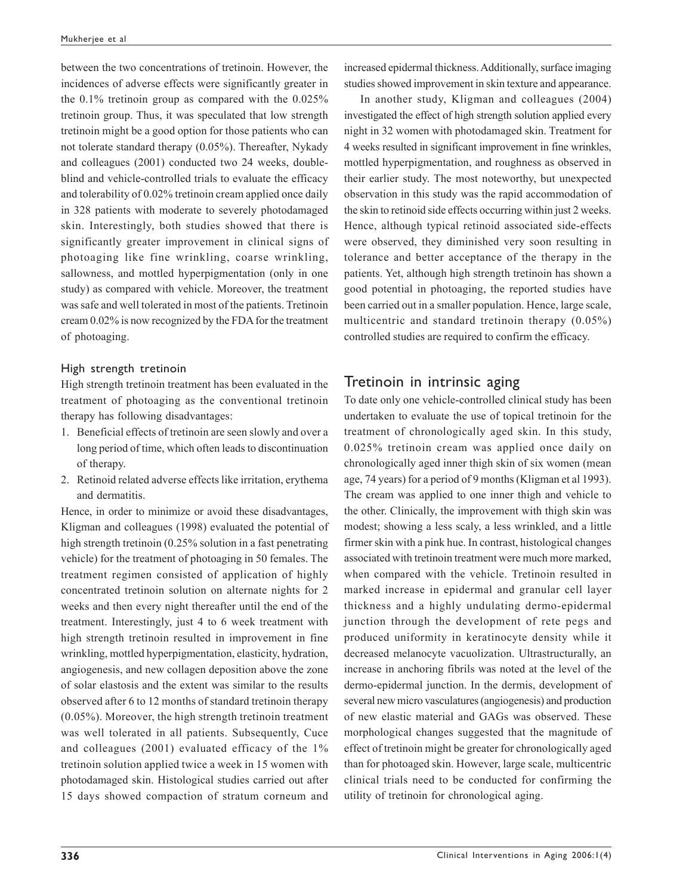between the two concentrations of tretinoin. However, the incidences of adverse effects were significantly greater in the 0.1% tretinoin group as compared with the 0.025% tretinoin group. Thus, it was speculated that low strength tretinoin might be a good option for those patients who can not tolerate standard therapy (0.05%). Thereafter, Nykady and colleagues (2001) conducted two 24 weeks, double-blind and vehicle-controlled trials to evaluate the efficacy and tolerability of 0.02% tretinoin cream applied once daily in 328 patients with moderate to severely photodamaged skin. Interestingly, both studies showed that there is significantly greater improvement in clinical signs of photoaging like fine wrinkling, coarse wrinkling, sallowness, and mottled hyperpigmentation (only in one study) as compared with vehicle. Moreover, the treatment was safe and well tolerated in most of the patients. Tretinoin cream 0.02% is now recognized by the FDA for the treatment of photoaging.

### High strength tretinoin

High strength tretinoin treatment has been evaluated in the treatment of photoaging as the conventional tretinoin therapy has following disadvantages:

1. Beneficial effects of tretinoin are seen slowly and over a long period of time, which often leads to discontinuation of therapy.
2. Retinoid related adverse effects like irritation, erythema and dermatitis.

Hence, in order to minimize or avoid these disadvantages, Kligman and colleagues (1998) evaluated the potential of high strength tretinoin (0.25% solution in a fast penetrating vehicle) for the treatment of photoaging in 50 females. The treatment regimen consisted of application of highly concentrated tretinoin solution on alternate nights for 2 weeks and then every night thereafter until the end of the treatment. Interestingly, just 4 to 6 week treatment with high strength tretinoin resulted in improvement in fine wrinkling, mottled hyperpigmentation, elasticity, hydration, angiogenesis, and new collagen deposition above the zone of solar elastosis and the extent was similar to the results observed after 6 to 12 months of standard tretinoin therapy (0.05%). Moreover, the high strength tretinoin treatment was well tolerated in all patients. Subsequently, Cuce and colleagues (2001) evaluated efficacy of the 1% tretinoin solution applied twice a week in 15 women with photodamaged skin. Histological studies carried out after 15 days showed compaction of stratum corneum and increased epidermal thickness. Additionally, surface imaging studies showed improvement in skin texture and appearance.

In another study, Kligman and colleagues (2004) investigated the effect of high strength solution applied every night in 32 women with photodamaged skin. Treatment for 4 weeks resulted in significant improvement in fine wrinkles, mottled hyperpigmentation, and roughness as observed in their earlier study. The most noteworthy, but unexpected observation in this study was the rapid accommodation of the skin to retinoid side effects occurring within just 2 weeks. Hence, although typical retinoid associated side-effects were observed, they diminished very soon resulting in tolerance and better acceptance of the therapy in the patients. Yet, although high strength tretinoin has shown a good potential in photoaging, the reported studies have been carried out in a smaller population. Hence, large scale, multicentric and standard tretinoin therapy (0.05%) controlled studies are required to confirm the efficacy.

## Tretinoin in intrinsic aging

To date only one vehicle-controlled clinical study has been undertaken to evaluate the use of topical tretinoin for the treatment of chronologically aged skin. In this study, 0.025% tretinoin cream was applied once daily on chronologically aged inner thigh skin of six women (mean age, 74 years) for a period of 9 months (Kligman et al 1993). The cream was applied to one inner thigh and vehicle to the other. Clinically, the improvement with thigh skin was modest; showing a less scaly, a less wrinkled, and a little firmer skin with a pink hue. In contrast, histological changes associated with tretinoin treatment were much more marked, when compared with the vehicle. Tretinoin resulted in marked increase in epidermal and granular cell layer thickness and a highly undulating dermo-epidermal junction through the development of rete pegs and produced uniformity in keratinocyte density while it decreased melanocyte vacuolization. Ultrastructurally, an increase in anchoring fibrils was noted at the level of the dermo-epidermal junction. In the dermis, development of several new micro vasculatures (angiogenesis) and production of new elastic material and GAGs was observed. These morphological changes suggested that the magnitude of effect of tretinoin might be greater for chronologically aged than for photoaged skin. However, large scale, multicentric clinical trials need to be conducted for confirming the utility of tretinoin for chronological aging.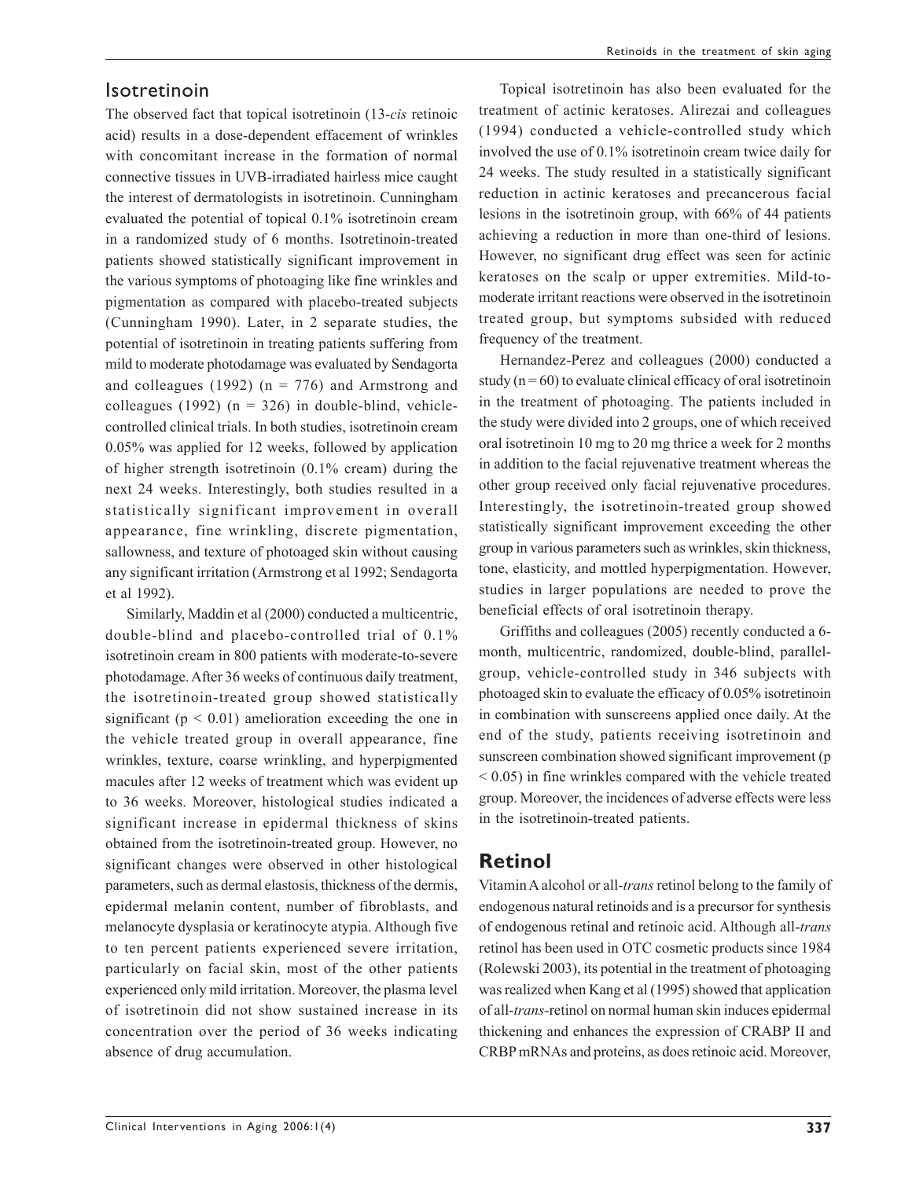## Isotretinoin

The observed fact that topical isotretinoin (13-*cis* retinoic acid) results in a dose-dependent effacement of wrinkles with concomitant increase in the formation of normal connective tissues in UVB-irradiated hairless mice caught the interest of dermatologists in isotretinoin. Cunningham evaluated the potential of topical 0.1% isotretinoin cream in a randomized study of 6 months. Isotretinoin-treated patients showed statistically significant improvement in the various symptoms of photoaging like fine wrinkles and pigmentation as compared with placebo-treated subjects (Cunningham 1990). Later, in 2 separate studies, the potential of isotretinoin in treating patients suffering from mild to moderate photodamage was evaluated by Sendagorta and colleagues (1992) ($n = 776$) and Armstrong and colleagues (1992) ($n = 326$) in double-blind, vehicle-controlled clinical trials. In both studies, isotretinoin cream 0.05% was applied for 12 weeks, followed by application of higher strength isotretinoin (0.1% cream) during the next 24 weeks. Interestingly, both studies resulted in a statistically significant improvement in overall appearance, fine wrinkling, discrete pigmentation, sallowness, and texture of photoaged skin without causing any significant irritation (Armstrong et al 1992; Sendagorta et al 1992).

Similarly, Maddin et al (2000) conducted a multicentric, double-blind and placebo-controlled trial of 0.1% isotretinoin cream in 800 patients with moderate-to-severe photodamage. After 36 weeks of continuous daily treatment, the isotretinoin-treated group showed statistically significant ($p < 0.01$) amelioration exceeding the one in the vehicle treated group in overall appearance, fine wrinkles, texture, coarse wrinkling, and hyperpigmented macules after 12 weeks of treatment which was evident up to 36 weeks. Moreover, histological studies indicated a significant increase in epidermal thickness of skins obtained from the isotretinoin-treated group. However, no significant changes were observed in other histological parameters, such as dermal elastosis, thickness of the dermis, epidermal melanin content, number of fibroblasts, and melanocyte dysplasia or keratinocyte atypia. Although five to ten percent patients experienced severe irritation, particularly on facial skin, most of the other patients experienced only mild irritation. Moreover, the plasma level of isotretinoin did not show sustained increase in its concentration over the period of 36 weeks indicating absence of drug accumulation.

Topical isotretinoin has also been evaluated for the treatment of actinic keratoses. Alirezai and colleagues (1994) conducted a vehicle-controlled study which involved the use of 0.1% isotretinoin cream twice daily for 24 weeks. The study resulted in a statistically significant reduction in actinic keratoses and precancerous facial lesions in the isotretinoin group, with 66% of 44 patients achieving a reduction in more than one-third of lesions. However, no significant drug effect was seen for actinic keratoses on the scalp or upper extremities. Mild-to-moderate irritant reactions were observed in the isotretinoin treated group, but symptoms subsided with reduced frequency of the treatment.

Hernandez-Perez and colleagues (2000) conducted a study ($n = 60$) to evaluate clinical efficacy of oral isotretinoin in the treatment of photoaging. The patients included in the study were divided into 2 groups, one of which received oral isotretinoin 10 mg to 20 mg thrice a week for 2 months in addition to the facial rejuvenative treatment whereas the other group received only facial rejuvenative procedures. Interestingly, the isotretinoin-treated group showed statistically significant improvement exceeding the other group in various parameters such as wrinkles, skin thickness, tone, elasticity, and mottled hyperpigmentation. However, studies in larger populations are needed to prove the beneficial effects of oral isotretinoin therapy.

Griffiths and colleagues (2005) recently conducted a 6-month, multicentric, randomized, double-blind, parallel-group, vehicle-controlled study in 346 subjects with photoaged skin to evaluate the efficacy of 0.05% isotretinoin in combination with sunscreens applied once daily. At the end of the study, patients receiving isotretinoin and sunscreen combination showed significant improvement ($p < 0.05$) in fine wrinkles compared with the vehicle treated group. Moreover, the incidences of adverse effects were less in the isotretinoin-treated patients.

## Retinol

Vitamin A alcohol or all-*trans* retinol belong to the family of endogenous natural retinoids and is a precursor for synthesis of endogenous retinal and retinoic acid. Although all-*trans* retinol has been used in OTC cosmetic products since 1984 (Rolewski 2003), its potential in the treatment of photoaging was realized when Kang et al (1995) showed that application of all-*trans*-retinol on normal human skin induces epidermal thickening and enhances the expression of CRABP II and CRBP mRNAs and proteins, as does retinoic acid. Moreover,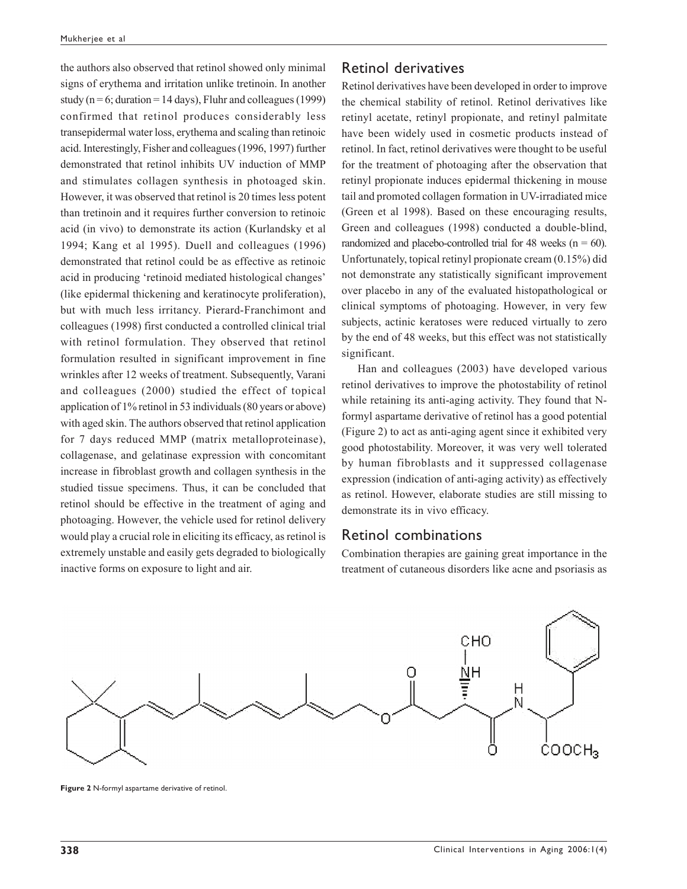the authors also observed that retinol showed only minimal signs of erythema and irritation unlike tretinoin. In another study (n = 6; duration = 14 days), Fluhr and colleagues (1999) confirmed that retinol produces considerably less transepidermal water loss, erythema and scaling than retinoic acid. Interestingly, Fisher and colleagues (1996, 1997) further demonstrated that retinol inhibits UV induction of MMP and stimulates collagen synthesis in photoaged skin. However, it was observed that retinol is 20 times less potent than tretinoin and it requires further conversion to retinoic acid (in vivo) to demonstrate its action (Kurlandsky et al 1994; Kang et al 1995). Duell and colleagues (1996) demonstrated that retinol could be as effective as retinoic acid in producing 'retinoid mediated histological changes' (like epidermal thickening and keratinocyte proliferation), but with much less irritancy. Pierard-Franchimont and colleagues (1998) first conducted a controlled clinical trial with retinol formulation. They observed that retinol formulation resulted in significant improvement in fine wrinkles after 12 weeks of treatment. Subsequently, Varani and colleagues (2000) studied the effect of topical application of 1% retinol in 53 individuals (80 years or above) with aged skin. The authors observed that retinol application for 7 days reduced MMP (matrix metalloproteinase), collagenase, and gelatinase expression with concomitant increase in fibroblast growth and collagen synthesis in the studied tissue specimens. Thus, it can be concluded that retinol should be effective in the treatment of aging and photoaging. However, the vehicle used for retinol delivery would play a crucial role in eliciting its efficacy, as retinol is extremely unstable and easily gets degraded to biologically inactive forms on exposure to light and air.

## Retinol derivatives

Retinol derivatives have been developed in order to improve the chemical stability of retinol. Retinol derivatives like retinyl acetate, retinyl propionate, and retinyl palmitate have been widely used in cosmetic products instead of retinol. In fact, retinol derivatives were thought to be useful for the treatment of photoaging after the observation that retinyl propionate induces epidermal thickening in mouse tail and promoted collagen formation in UV-irradiated mice (Green et al 1998). Based on these encouraging results, Green and colleagues (1998) conducted a double-blind, randomized and placebo-controlled trial for 48 weeks (n = 60). Unfortunately, topical retinyl propionate cream (0.15%) did not demonstrate any statistically significant improvement over placebo in any of the evaluated histopathological or clinical symptoms of photoaging. However, in very few subjects, actinic keratoses were reduced virtually to zero by the end of 48 weeks, but this effect was not statistically significant.

Han and colleagues (2003) have developed various retinol derivatives to improve the photostability of retinol while retaining its anti-aging activity. They found that N-formyl aspartame derivative of retinol has a good potential (Figure 2) to act as anti-aging agent since it exhibited very good photostability. Moreover, it was very well tolerated by human fibroblasts and it suppressed collagenase expression (indication of anti-aging activity) as effectively as retinol. However, elaborate studies are still missing to demonstrate its in vivo efficacy.

## Retinol combinations

Combination therapies are gaining great importance in the treatment of cutaneous disorders like acne and psoriasis as

**Figure 2** N-formyl aspartame derivative of retinol.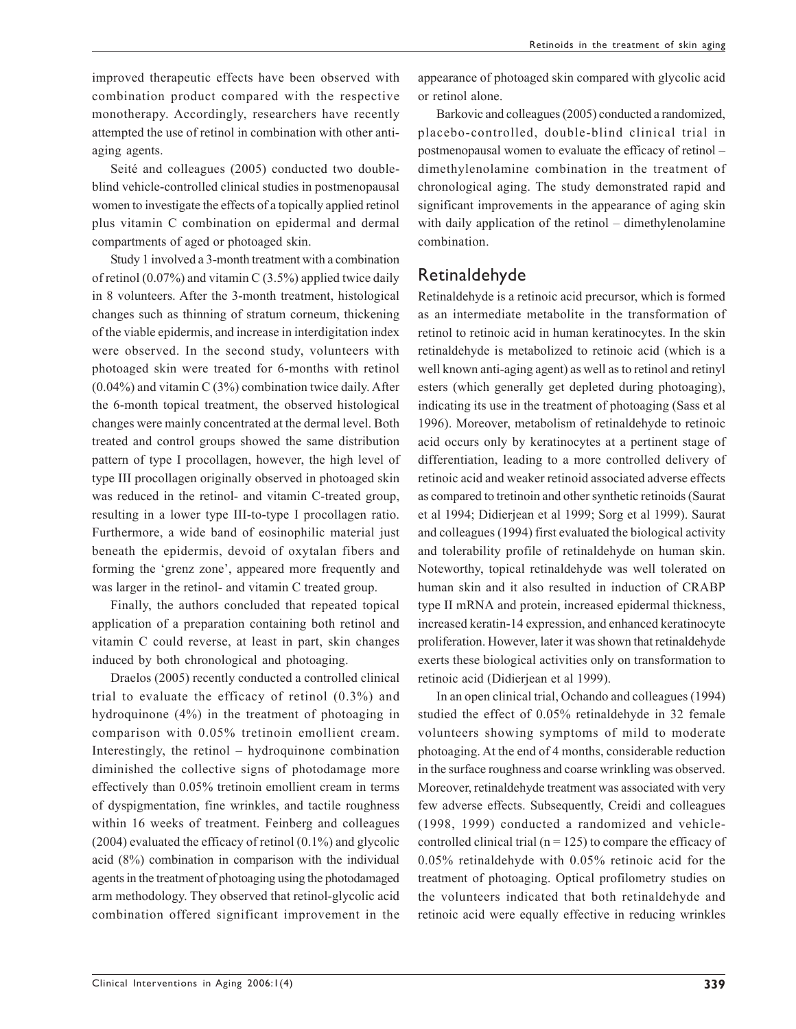improved therapeutic effects have been observed with combination product compared with the respective monotherapy. Accordingly, researchers have recently attempted the use of retinol in combination with other anti-aging agents.

Seité and colleagues (2005) conducted two double-blind vehicle-controlled clinical studies in postmenopausal women to investigate the effects of a topically applied retinol plus vitamin C combination on epidermal and dermal compartments of aged or photoaged skin.

Study 1 involved a 3-month treatment with a combination of retinol (0.07%) and vitamin C (3.5%) applied twice daily in 8 volunteers. After the 3-month treatment, histological changes such as thinning of stratum corneum, thickening of the viable epidermis, and increase in interdigitation index were observed. In the second study, volunteers with photoaged skin were treated for 6-months with retinol (0.04%) and vitamin C (3%) combination twice daily. After the 6-month topical treatment, the observed histological changes were mainly concentrated at the dermal level. Both treated and control groups showed the same distribution pattern of type I procollagen, however, the high level of type III procollagen originally observed in photoaged skin was reduced in the retinol- and vitamin C-treated group, resulting in a lower type III-to-type I procollagen ratio. Furthermore, a wide band of eosinophilic material just beneath the epidermis, devoid of oxytalan fibers and forming the 'grenz zone', appeared more frequently and was larger in the retinol- and vitamin C treated group.

Finally, the authors concluded that repeated topical application of a preparation containing both retinol and vitamin C could reverse, at least in part, skin changes induced by both chronological and photoaging.

Draelos (2005) recently conducted a controlled clinical trial to evaluate the efficacy of retinol (0.3%) and hydroquinone (4%) in the treatment of photoaging in comparison with 0.05% tretinoin emollient cream. Interestingly, the retinol – hydroquinone combination diminished the collective signs of photodamage more effectively than 0.05% tretinoin emollient cream in terms of dyspigmentation, fine wrinkles, and tactile roughness within 16 weeks of treatment. Feinberg and colleagues (2004) evaluated the efficacy of retinol (0.1%) and glycolic acid (8%) combination in comparison with the individual agents in the treatment of photoaging using the photodamaged arm methodology. They observed that retinol-glycolic acid combination offered significant improvement in the appearance of photoaged skin compared with glycolic acid or retinol alone.

Barkovic and colleagues (2005) conducted a randomized, placebo-controlled, double-blind clinical trial in postmenopausal women to evaluate the efficacy of retinol – dimethylenolamine combination in the treatment of chronological aging. The study demonstrated rapid and significant improvements in the appearance of aging skin with daily application of the retinol – dimethylenolamine combination.

## Retinaldehyde

Retinaldehyde is a retinoic acid precursor, which is formed as an intermediate metabolite in the transformation of retinol to retinoic acid in human keratinocytes. In the skin retinaldehyde is metabolized to retinoic acid (which is a well known anti-aging agent) as well as to retinol and retinyl esters (which generally get depleted during photoaging), indicating its use in the treatment of photoaging (Sass et al 1996). Moreover, metabolism of retinaldehyde to retinoic acid occurs only by keratinocytes at a pertinent stage of differentiation, leading to a more controlled delivery of retinoic acid and weaker retinoid associated adverse effects as compared to tretinoin and other synthetic retinoids (Saurat et al 1994; Didierjean et al 1999; Sorg et al 1999). Saurat and colleagues (1994) first evaluated the biological activity and tolerability profile of retinaldehyde on human skin. Noteworthy, topical retinaldehyde was well tolerated on human skin and it also resulted in induction of CRABP type II mRNA and protein, increased epidermal thickness, increased keratin-14 expression, and enhanced keratinocyte proliferation. However, later it was shown that retinaldehyde exerts these biological activities only on transformation to retinoic acid (Didierjean et al 1999).

In an open clinical trial, Ochando and colleagues (1994) studied the effect of 0.05% retinaldehyde in 32 female volunteers showing symptoms of mild to moderate photoaging. At the end of 4 months, considerable reduction in the surface roughness and coarse wrinkling was observed. Moreover, retinaldehyde treatment was associated with very few adverse effects. Subsequently, Creidi and colleagues (1998, 1999) conducted a randomized and vehicle-controlled clinical trial ($n = 125$) to compare the efficacy of 0.05% retinaldehyde with 0.05% retinoic acid for the treatment of photoaging. Optical profilometry studies on the volunteers indicated that both retinaldehyde and retinoic acid were equally effective in reducing wrinkles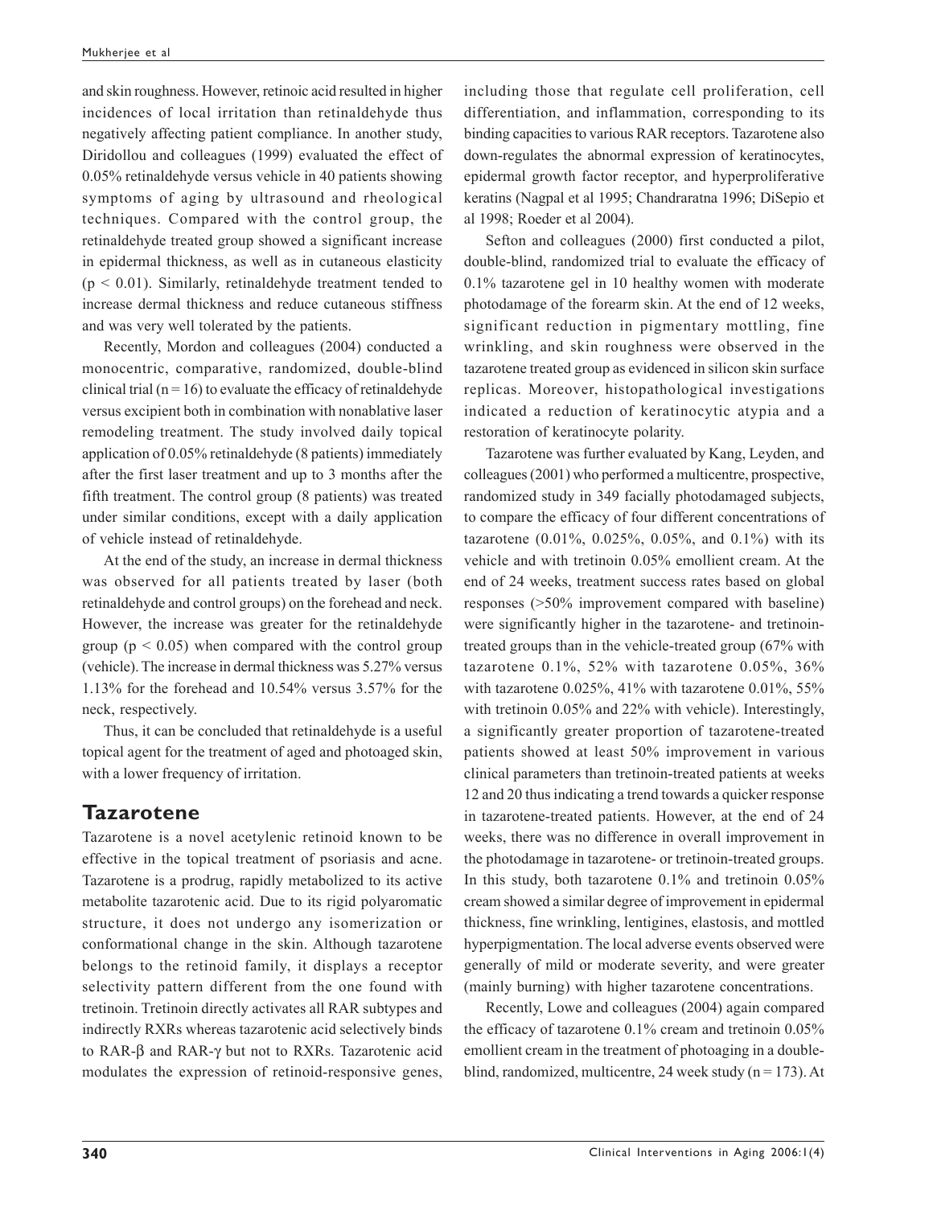and skin roughness. However, retinoic acid resulted in higher incidences of local irritation than retinaldehyde thus negatively affecting patient compliance. In another study, Diridollou and colleagues (1999) evaluated the effect of 0.05% retinaldehyde versus vehicle in 40 patients showing symptoms of aging by ultrasound and rheological techniques. Compared with the control group, the retinaldehyde treated group showed a significant increase in epidermal thickness, as well as in cutaneous elasticity ($p < 0.01$). Similarly, retinaldehyde treatment tended to increase dermal thickness and reduce cutaneous stiffness and was very well tolerated by the patients.

Recently, Mordon and colleagues (2004) conducted a monocentric, comparative, randomized, double-blind clinical trial ($n = 16$) to evaluate the efficacy of retinaldehyde versus excipient both in combination with nonablative laser remodeling treatment. The study involved daily topical application of 0.05% retinaldehyde (8 patients) immediately after the first laser treatment and up to 3 months after the fifth treatment. The control group (8 patients) was treated under similar conditions, except with a daily application of vehicle instead of retinaldehyde.

At the end of the study, an increase in dermal thickness was observed for all patients treated by laser (both retinaldehyde and control groups) on the forehead and neck. However, the increase was greater for the retinaldehyde group ($p < 0.05$) when compared with the control group (vehicle). The increase in dermal thickness was 5.27% versus 1.13% for the forehead and 10.54% versus 3.57% for the neck, respectively.

Thus, it can be concluded that retinaldehyde is a useful topical agent for the treatment of aged and photoaged skin, with a lower frequency of irritation.

## Tazarotene

Tazarotene is a novel acetylenic retinoid known to be effective in the topical treatment of psoriasis and acne. Tazarotene is a prodrug, rapidly metabolized to its active metabolite tazarotenic acid. Due to its rigid polyaromatic structure, it does not undergo any isomerization or conformational change in the skin. Although tazarotene belongs to the retinoid family, it displays a receptor selectivity pattern different from the one found with tretinoin. Tretinoin directly activates all RAR subtypes and indirectly RXRs whereas tazarotenic acid selectively binds to RAR-β and RAR-γ but not to RXRs. Tazarotenic acid modulates the expression of retinoid-responsive genes, including those that regulate cell proliferation, cell differentiation, and inflammation, corresponding to its binding capacities to various RAR receptors. Tazarotene also down-regulates the abnormal expression of keratinocytes, epidermal growth factor receptor, and hyperproliferative keratins (Nagpal et al 1995; Chandraratna 1996; DiSepio et al 1998; Roeder et al 2004).

Sefton and colleagues (2000) first conducted a pilot, double-blind, randomized trial to evaluate the efficacy of 0.1% tazarotene gel in 10 healthy women with moderate photodamage of the forearm skin. At the end of 12 weeks, significant reduction in pigmentary mottling, fine wrinkling, and skin roughness were observed in the tazarotene treated group as evidenced in silicon skin surface replicas. Moreover, histopathological investigations indicated a reduction of keratinocytic atypia and a restoration of keratinocyte polarity.

Tazarotene was further evaluated by Kang, Leyden, and colleagues (2001) who performed a multicentre, prospective, randomized study in 349 facially photodamaged subjects, to compare the efficacy of four different concentrations of tazarotene (0.01%, 0.025%, 0.05%, and 0.1%) with its vehicle and with tretinoin 0.05% emollient cream. At the end of 24 weeks, treatment success rates based on global responses (>50% improvement compared with baseline) were significantly higher in the tazarotene- and tretinoin-treated groups than in the vehicle-treated group (67% with tazarotene 0.1%, 52% with tazarotene 0.05%, 36% with tazarotene 0.025%, 41% with tazarotene 0.01%, 55% with tretinoin 0.05% and 22% with vehicle). Interestingly, a significantly greater proportion of tazarotene-treated patients showed at least 50% improvement in various clinical parameters than tretinoin-treated patients at weeks 12 and 20 thus indicating a trend towards a quicker response in tazarotene-treated patients. However, at the end of 24 weeks, there was no difference in overall improvement in the photodamage in tazarotene- or tretinoin-treated groups. In this study, both tazarotene 0.1% and tretinoin 0.05% cream showed a similar degree of improvement in epidermal thickness, fine wrinkling, lentigines, elastosis, and mottled hyperpigmentation. The local adverse events observed were generally of mild or moderate severity, and were greater (mainly burning) with higher tazarotene concentrations.

Recently, Lowe and colleagues (2004) again compared the efficacy of tazarotene 0.1% cream and tretinoin 0.05% emollient cream in the treatment of photoaging in a double-blind, randomized, multicentre, 24 week study ($n = 173$). At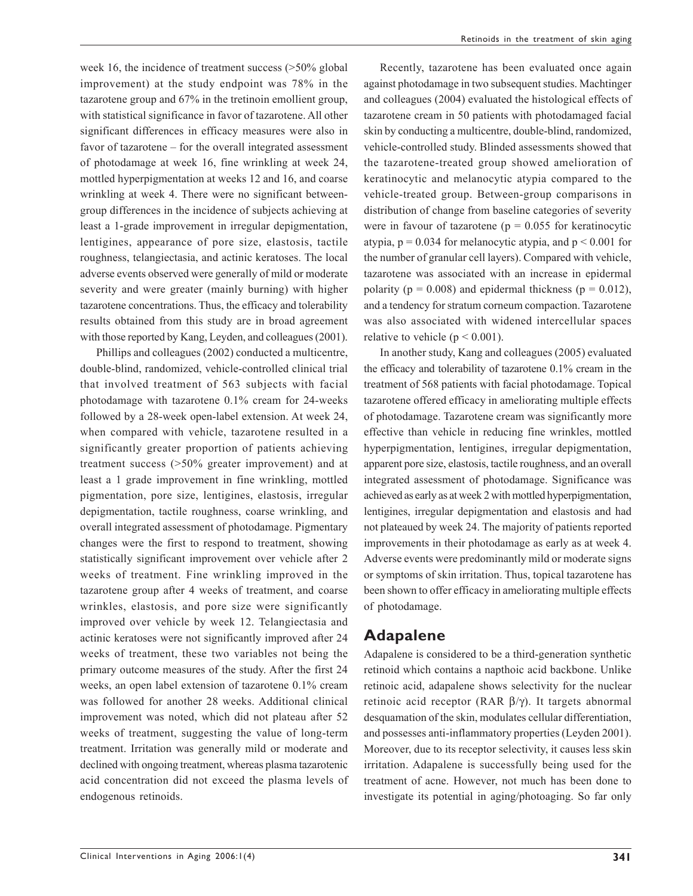week 16, the incidence of treatment success (>50% global improvement) at the study endpoint was 78% in the tazarotene group and 67% in the tretinoin emollient group, with statistical significance in favor of tazarotene. All other significant differences in efficacy measures were also in favor of tazarotene – for the overall integrated assessment of photodamage at week 16, fine wrinkling at week 24, mottled hyperpigmentation at weeks 12 and 16, and coarse wrinkling at week 4. There were no significant between-group differences in the incidence of subjects achieving at least a 1-grade improvement in irregular depigmentation, lentigines, appearance of pore size, elastosis, tactile roughness, telangiectasia, and actinic keratoses. The local adverse events observed were generally of mild or moderate severity and were greater (mainly burning) with higher tazarotene concentrations. Thus, the efficacy and tolerability results obtained from this study are in broad agreement with those reported by Kang, Leyden, and colleagues (2001).

Phillips and colleagues (2002) conducted a multicentre, double-blind, randomized, vehicle-controlled clinical trial that involved treatment of 563 subjects with facial photodamage with tazarotene 0.1% cream for 24-weeks followed by a 28-week open-label extension. At week 24, when compared with vehicle, tazarotene resulted in a significantly greater proportion of patients achieving treatment success (>50% greater improvement) and at least a 1 grade improvement in fine wrinkling, mottled pigmentation, pore size, lentigines, elastosis, irregular depigmentation, tactile roughness, coarse wrinkling, and overall integrated assessment of photodamage. Pigmentary changes were the first to respond to treatment, showing statistically significant improvement over vehicle after 2 weeks of treatment. Fine wrinkling improved in the tazarotene group after 4 weeks of treatment, and coarse wrinkles, elastosis, and pore size were significantly improved over vehicle by week 12. Telangiectasia and actinic keratoses were not significantly improved after 24 weeks of treatment, these two variables not being the primary outcome measures of the study. After the first 24 weeks, an open label extension of tazarotene 0.1% cream was followed for another 28 weeks. Additional clinical improvement was noted, which did not plateau after 52 weeks of treatment, suggesting the value of long-term treatment. Irritation was generally mild or moderate and declined with ongoing treatment, whereas plasma tazarotenic acid concentration did not exceed the plasma levels of endogenous retinoids.

Recently, tazarotene has been evaluated once again against photodamage in two subsequent studies. Machtinger and colleagues (2004) evaluated the histological effects of tazarotene cream in 50 patients with photodamaged facial skin by conducting a multicentre, double-blind, randomized, vehicle-controlled study. Blinded assessments showed that the tazarotene-treated group showed amelioration of keratinocytic and melanocytic atypia compared to the vehicle-treated group. Between-group comparisons in distribution of change from baseline categories of severity were in favour of tazarotene ($p = 0.055$ for keratinocytic atypia, $p = 0.034$ for melanocytic atypia, and $p < 0.001$ for the number of granular cell layers). Compared with vehicle, tazarotene was associated with an increase in epidermal polarity ($p = 0.008$) and epidermal thickness ($p = 0.012$), and a tendency for stratum corneum compaction. Tazarotene was also associated with widened intercellular spaces relative to vehicle ($p < 0.001$).

In another study, Kang and colleagues (2005) evaluated the efficacy and tolerability of tazarotene 0.1% cream in the treatment of 568 patients with facial photodamage. Topical tazarotene offered efficacy in ameliorating multiple effects of photodamage. Tazarotene cream was significantly more effective than vehicle in reducing fine wrinkles, mottled hyperpigmentation, lentigines, irregular depigmentation, apparent pore size, elastosis, tactile roughness, and an overall integrated assessment of photodamage. Significance was achieved as early as at week 2 with mottled hyperpigmentation, lentigines, irregular depigmentation and elastosis and had not plateaued by week 24. The majority of patients reported improvements in their photodamage as early as at week 4. Adverse events were predominantly mild or moderate signs or symptoms of skin irritation. Thus, topical tazarotene has been shown to offer efficacy in ameliorating multiple effects of photodamage.

## Adapalene

Adapalene is considered to be a third-generation synthetic retinoid which contains a napthoic acid backbone. Unlike retinoic acid, adapalene shows selectivity for the nuclear retinoic acid receptor (RAR $\beta/\gamma$). It targets abnormal desquamation of the skin, modulates cellular differentiation, and possesses anti-inflammatory properties (Leyden 2001). Moreover, due to its receptor selectivity, it causes less skin irritation. Adapalene is successfully being used for the treatment of acne. However, not much has been done to investigate its potential in aging/photoaging. So far only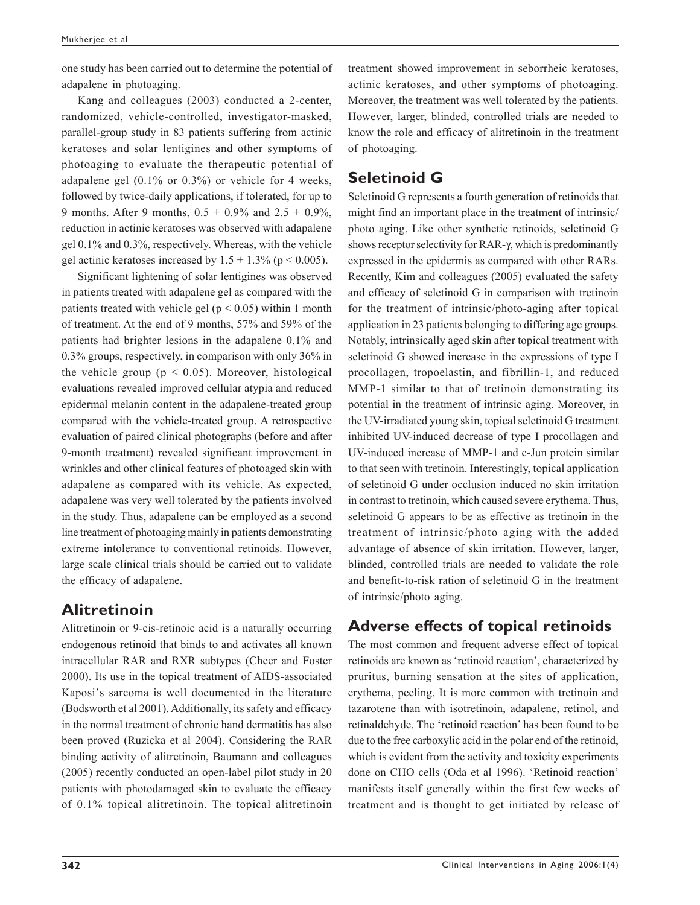one study has been carried out to determine the potential of adapalene in photoaging.

Kang and colleagues (2003) conducted a 2-center, randomized, vehicle-controlled, investigator-masked, parallel-group study in 83 patients suffering from actinic keratoses and solar lentigines and other symptoms of photoaging to evaluate the therapeutic potential of adapalene gel (0.1% or 0.3%) or vehicle for 4 weeks, followed by twice-daily applications, if tolerated, for up to 9 months. After 9 months, 0.5 + 0.9% and 2.5 + 0.9%, reduction in actinic keratoses was observed with adapalene gel 0.1% and 0.3%, respectively. Whereas, with the vehicle gel actinic keratoses increased by 1.5 + 1.3% ($p < 0.005$).

Significant lightening of solar lentigines was observed in patients treated with adapalene gel as compared with the patients treated with vehicle gel ($p < 0.05$) within 1 month of treatment. At the end of 9 months, 57% and 59% of the patients had brighter lesions in the adapalene 0.1% and 0.3% groups, respectively, in comparison with only 36% in the vehicle group ($p < 0.05$). Moreover, histological evaluations revealed improved cellular atypia and reduced epidermal melanin content in the adapalene-treated group compared with the vehicle-treated group. A retrospective evaluation of paired clinical photographs (before and after 9-month treatment) revealed significant improvement in wrinkles and other clinical features of photoaged skin with adapalene as compared with its vehicle. As expected, adapalene was very well tolerated by the patients involved in the study. Thus, adapalene can be employed as a second line treatment of photoaging mainly in patients demonstrating extreme intolerance to conventional retinoids. However, large scale clinical trials should be carried out to validate the efficacy of adapalene.

## Alitretinoin

Alitretinoin or 9-cis-retinoic acid is a naturally occurring endogenous retinoid that binds to and activates all known intracellular RAR and RXR subtypes (Cheer and Foster 2000). Its use in the topical treatment of AIDS-associated Kaposi's sarcoma is well documented in the literature (Bodsworth et al 2001). Additionally, its safety and efficacy in the normal treatment of chronic hand dermatitis has also been proved (Ruzicka et al 2004). Considering the RAR binding activity of alitretinoin, Baumann and colleagues (2005) recently conducted an open-label pilot study in 20 patients with photodamaged skin to evaluate the efficacy of 0.1% topical alitretinoin. The topical alitretinoin treatment showed improvement in seborrheic keratoses, actinic keratoses, and other symptoms of photoaging. Moreover, the treatment was well tolerated by the patients. However, larger, blinded, controlled trials are needed to know the role and efficacy of alitretinoin in the treatment of photoaging.

## Seletinoid G

Seletinoid G represents a fourth generation of retinoids that might find an important place in the treatment of intrinsic/photo aging. Like other synthetic retinoids, seletinoid G shows receptor selectivity for RAR-γ, which is predominantly expressed in the epidermis as compared with other RARs. Recently, Kim and colleagues (2005) evaluated the safety and efficacy of seletinoid G in comparison with tretinoin for the treatment of intrinsic/photo-aging after topical application in 23 patients belonging to differing age groups. Notably, intrinsically aged skin after topical treatment with seletinoid G showed increase in the expressions of type I procollagen, tropoelastin, and fibrillin-1, and reduced MMP-1 similar to that of tretinoin demonstrating its potential in the treatment of intrinsic aging. Moreover, in the UV-irradiated young skin, topical seletinoid G treatment inhibited UV-induced decrease of type I procollagen and UV-induced increase of MMP-1 and c-Jun protein similar to that seen with tretinoin. Interestingly, topical application of seletinoid G under occlusion induced no skin irritation in contrast to tretinoin, which caused severe erythema. Thus, seletinoid G appears to be as effective as tretinoin in the treatment of intrinsic/photo aging with the added advantage of absence of skin irritation. However, larger, blinded, controlled trials are needed to validate the role and benefit-to-risk ration of seletinoid G in the treatment of intrinsic/photo aging.

## Adverse effects of topical retinoids

The most common and frequent adverse effect of topical retinoids are known as 'retinoid reaction', characterized by pruritus, burning sensation at the sites of application, erythema, peeling. It is more common with tretinoin and tazarotene than with isotretinoin, adapalene, retinol, and retinaldehyde. The 'retinoid reaction' has been found to be due to the free carboxylic acid in the polar end of the retinoid, which is evident from the activity and toxicity experiments done on CHO cells (Oda et al 1996). 'Retinoid reaction' manifests itself generally within the first few weeks of treatment and is thought to get initiated by release of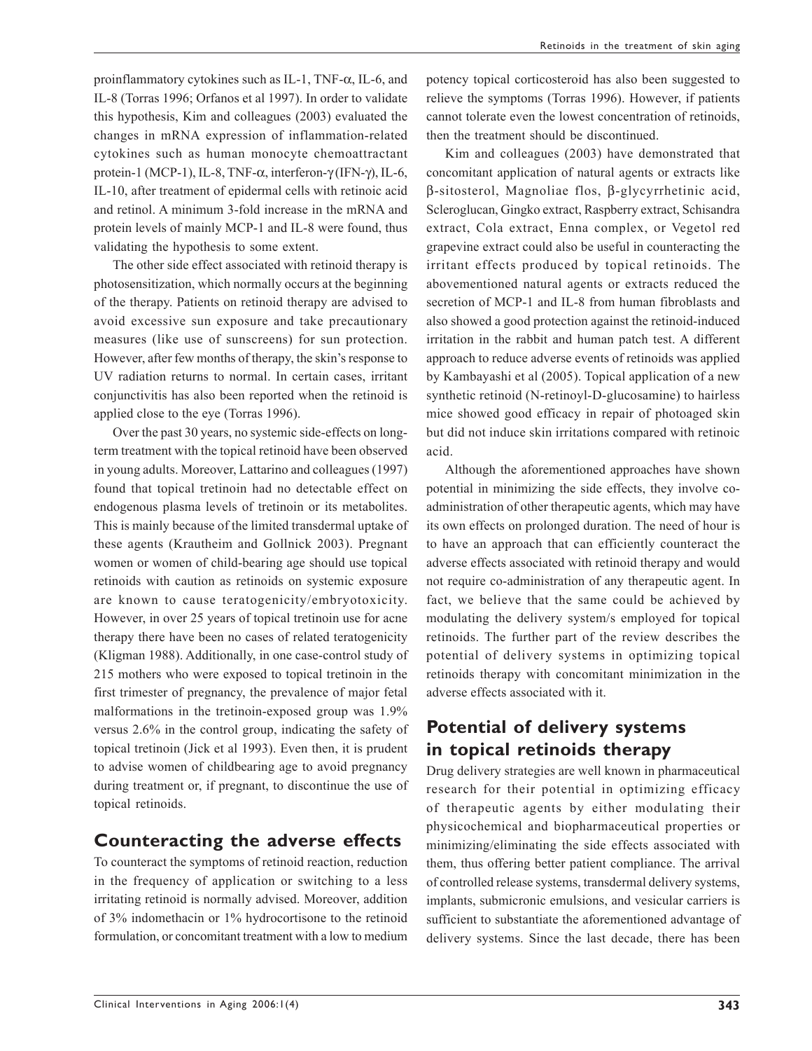proinflammatory cytokines such as IL-1, TNF-α, IL-6, and IL-8 (Torras 1996; Orfanos et al 1997). In order to validate this hypothesis, Kim and colleagues (2003) evaluated the changes in mRNA expression of inflammation-related cytokines such as human monocyte chemoattractant protein-1 (MCP-1), IL-8, TNF-α, interferon-γ (IFN-γ), IL-6, IL-10, after treatment of epidermal cells with retinoic acid and retinol. A minimum 3-fold increase in the mRNA and protein levels of mainly MCP-1 and IL-8 were found, thus validating the hypothesis to some extent.

The other side effect associated with retinoid therapy is photosensitization, which normally occurs at the beginning of the therapy. Patients on retinoid therapy are advised to avoid excessive sun exposure and take precautionary measures (like use of sunscreens) for sun protection. However, after few months of therapy, the skin's response to UV radiation returns to normal. In certain cases, irritant conjunctivitis has also been reported when the retinoid is applied close to the eye (Torras 1996).

Over the past 30 years, no systemic side-effects on long-term treatment with the topical retinoid have been observed in young adults. Moreover, Lattarino and colleagues (1997) found that topical tretinoin had no detectable effect on endogenous plasma levels of tretinoin or its metabolites. This is mainly because of the limited transdermal uptake of these agents (Krautheim and Gollnick 2003). Pregnant women or women of child-bearing age should use topical retinoids with caution as retinoids on systemic exposure are known to cause teratogenicity/embryotoxicity. However, in over 25 years of topical tretinoin use for acne therapy there have been no cases of related teratogenicity (Kligman 1988). Additionally, in one case-control study of 215 mothers who were exposed to topical tretinoin in the first trimester of pregnancy, the prevalence of major fetal malformations in the tretinoin-exposed group was 1.9% versus 2.6% in the control group, indicating the safety of topical tretinoin (Jick et al 1993). Even then, it is prudent to advise women of childbearing age to avoid pregnancy during treatment or, if pregnant, to discontinue the use of topical retinoids.

## Counteracting the adverse effects

To counteract the symptoms of retinoid reaction, reduction in the frequency of application or switching to a less irritating retinoid is normally advised. Moreover, addition of 3% indomethacin or 1% hydrocortisone to the retinoid formulation, or concomitant treatment with a low to medium potency topical corticosteroid has also been suggested to relieve the symptoms (Torras 1996). However, if patients cannot tolerate even the lowest concentration of retinoids, then the treatment should be discontinued.

Kim and colleagues (2003) have demonstrated that concomitant application of natural agents or extracts like β-sitosterol, Magnoliae flos, β-glycyrrhetinic acid, Scleroglucan, Gingko extract, Raspberry extract, Schisandra extract, Cola extract, Enna complex, or Vegetol red grapevine extract could also be useful in counteracting the irritant effects produced by topical retinoids. The abovementioned natural agents or extracts reduced the secretion of MCP-1 and IL-8 from human fibroblasts and also showed a good protection against the retinoid-induced irritation in the rabbit and human patch test. A different approach to reduce adverse events of retinoids was applied by Kambayashi et al (2005). Topical application of a new synthetic retinoid (N-retinoyl-D-glucosamine) to hairless mice showed good efficacy in repair of photoaged skin but did not induce skin irritations compared with retinoic acid.

Although the aforementioned approaches have shown potential in minimizing the side effects, they involve co-administration of other therapeutic agents, which may have its own effects on prolonged duration. The need of hour is to have an approach that can efficiently counteract the adverse effects associated with retinoid therapy and would not require co-administration of any therapeutic agent. In fact, we believe that the same could be achieved by modulating the delivery system/s employed for topical retinoids. The further part of the review describes the potential of delivery systems in optimizing topical retinoids therapy with concomitant minimization in the adverse effects associated with it.

## Potential of delivery systems in topical retinoids therapy

Drug delivery strategies are well known in pharmaceutical research for their potential in optimizing efficacy of therapeutic agents by either modulating their physicochemical and biopharmaceutical properties or minimizing/eliminating the side effects associated with them, thus offering better patient compliance. The arrival of controlled release systems, transdermal delivery systems, implants, submicronic emulsions, and vesicular carriers is sufficient to substantiate the aforementioned advantage of delivery systems. Since the last decade, there has been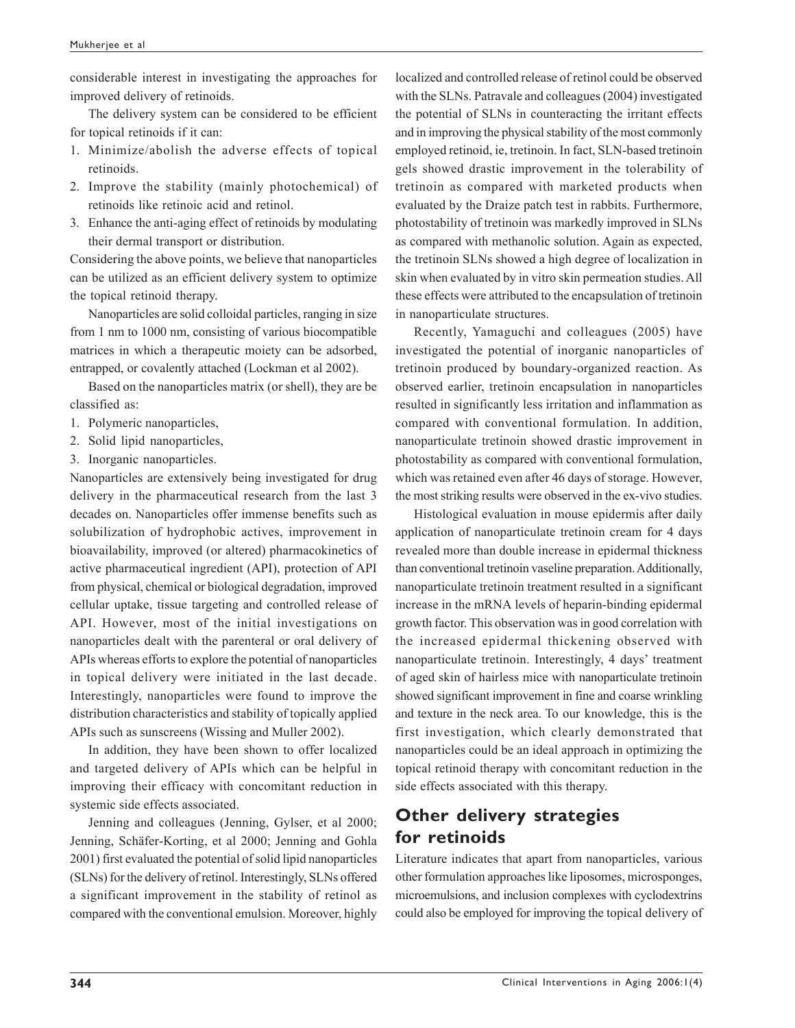considerable interest in investigating the approaches for improved delivery of retinoids.

The delivery system can be considered to be efficient for topical retinoids if it can:

1. Minimize/abolish the adverse effects of topical retinoids.
2. Improve the stability (mainly photochemical) of retinoids like retinoic acid and retinol.
3. Enhance the anti-aging effect of retinoids by modulating their dermal transport or distribution.

Considering the above points, we believe that nanoparticles can be utilized as an efficient delivery system to optimize the topical retinoid therapy.

Nanoparticles are solid colloidal particles, ranging in size from 1 nm to 1000 nm, consisting of various biocompatible matrices in which a therapeutic moiety can be adsorbed, entrapped, or covalently attached (Lockman et al 2002).

Based on the nanoparticles matrix (or shell), they are be classified as:

1. Polymeric nanoparticles,
2. Solid lipid nanoparticles,
3. Inorganic nanoparticles.

Nanoparticles are extensively being investigated for drug delivery in the pharmaceutical research from the last 3 decades on. Nanoparticles offer immense benefits such as solubilization of hydrophobic actives, improvement in bioavailability, improved (or altered) pharmacokinetics of active pharmaceutical ingredient (API), protection of API from physical, chemical or biological degradation, improved cellular uptake, tissue targeting and controlled release of API. However, most of the initial investigations on nanoparticles dealt with the parenteral or oral delivery of APIs whereas efforts to explore the potential of nanoparticles in topical delivery were initiated in the last decade. Interestingly, nanoparticles were found to improve the distribution characteristics and stability of topically applied APIs such as sunscreens (Wissing and Muller 2002).

In addition, they have been shown to offer localized and targeted delivery of APIs which can be helpful in improving their efficacy with concomitant reduction in systemic side effects associated.

Jenning and colleagues (Jenning, Gylser, et al 2000; Jenning, Schäfer-Korting, et al 2000; Jenning and Gohla 2001) first evaluated the potential of solid lipid nanoparticles (SLNs) for the delivery of retinol. Interestingly, SLNs offered a significant improvement in the stability of retinol as compared with the conventional emulsion. Moreover, highly localized and controlled release of retinol could be observed with the SLNs. Patravale and colleagues (2004) investigated the potential of SLNs in counteracting the irritant effects and in improving the physical stability of the most commonly employed retinoid, ie, tretinoin. In fact, SLN-based tretinoin gels showed drastic improvement in the tolerability of tretinoin as compared with marketed products when evaluated by the Draize patch test in rabbits. Furthermore, photostability of tretinoin was markedly improved in SLNs as compared with methanolic solution. Again as expected, the tretinoin SLNs showed a high degree of localization in skin when evaluated by in vitro skin permeation studies. All these effects were attributed to the encapsulation of tretinoin in nanoparticulate structures.

Recently, Yamaguchi and colleagues (2005) have investigated the potential of inorganic nanoparticles of tretinoin produced by boundary-organized reaction. As observed earlier, tretinoin encapsulation in nanoparticles resulted in significantly less irritation and inflammation as compared with conventional formulation. In addition, nanoparticulate tretinoin showed drastic improvement in photostability as compared with conventional formulation, which was retained even after 46 days of storage. However, the most striking results were observed in the ex-vivo studies.

Histological evaluation in mouse epidermis after daily application of nanoparticulate tretinoin cream for 4 days revealed more than double increase in epidermal thickness than conventional tretinoin vaseline preparation. Additionally, nanoparticulate tretinoin treatment resulted in a significant increase in the mRNA levels of heparin-binding epidermal growth factor. This observation was in good correlation with the increased epidermal thickening observed with nanoparticulate tretinoin. Interestingly, 4 days' treatment of aged skin of hairless mice with nanoparticulate tretinoin showed significant improvement in fine and coarse wrinkling and texture in the neck area. To our knowledge, this is the first investigation, which clearly demonstrated that nanoparticles could be an ideal approach in optimizing the topical retinoid therapy with concomitant reduction in the side effects associated with this therapy.

## Other delivery strategies for retinoids

Literature indicates that apart from nanoparticles, various other formulation approaches like liposomes, microsponges, microemulsions, and inclusion complexes with cyclodextrins could also be employed for improving the topical delivery of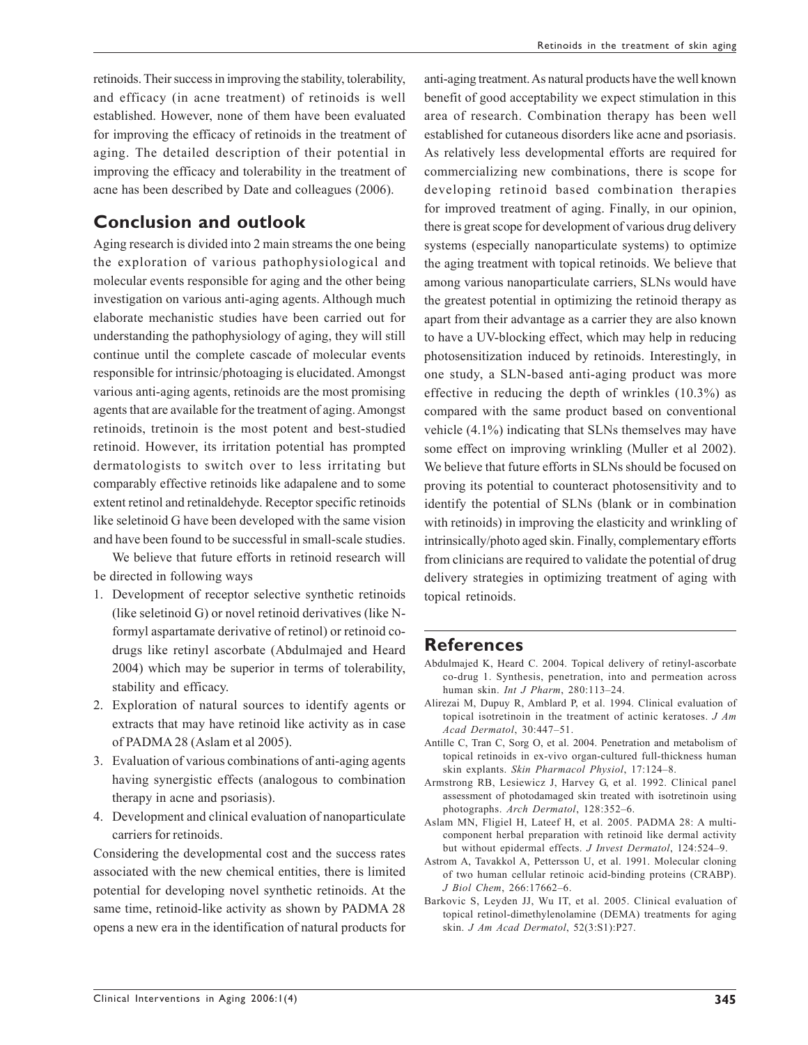retinoids. Their success in improving the stability, tolerability, and efficacy (in acne treatment) of retinoids is well established. However, none of them have been evaluated for improving the efficacy of retinoids in the treatment of aging. The detailed description of their potential in improving the efficacy and tolerability in the treatment of acne has been described by Date and colleagues (2006).

## Conclusion and outlook

Aging research is divided into 2 main streams the one being the exploration of various pathophysiological and molecular events responsible for aging and the other being investigation on various anti-aging agents. Although much elaborate mechanistic studies have been carried out for understanding the pathophysiology of aging, they will still continue until the complete cascade of molecular events responsible for intrinsic/photoaging is elucidated. Amongst various anti-aging agents, retinoids are the most promising agents that are available for the treatment of aging. Amongst retinoids, tretinoin is the most potent and best-studied retinoid. However, its irritation potential has prompted dermatologists to switch over to less irritating but comparably effective retinoids like adapalene and to some extent retinol and retinaldehyde. Receptor specific retinoids like seletinoid G have been developed with the same vision and have been found to be successful in small-scale studies.

We believe that future efforts in retinoid research will be directed in following ways

1. Development of receptor selective synthetic retinoids (like seletinoid G) or novel retinoid derivatives (like N-formyl aspartamate derivative of retinol) or retinoid co-drugs like retinyl ascorbate (Abdulmajed and Heard 2004) which may be superior in terms of tolerability, stability and efficacy.
2. Exploration of natural sources to identify agents or extracts that may have retinoid like activity as in case of PADMA 28 (Aslam et al 2005).
3. Evaluation of various combinations of anti-aging agents having synergistic effects (analogous to combination therapy in acne and psoriasis).
4. Development and clinical evaluation of nanoparticulate carriers for retinoids.

Considering the developmental cost and the success rates associated with the new chemical entities, there is limited potential for developing novel synthetic retinoids. At the same time, retinoid-like activity as shown by PADMA 28 opens a new era in the identification of natural products for anti-aging treatment. As natural products have the well known benefit of good acceptability we expect stimulation in this area of research. Combination therapy has been well established for cutaneous disorders like acne and psoriasis. As relatively less developmental efforts are required for commercializing new combinations, there is scope for developing retinoid based combination therapies for improved treatment of aging. Finally, in our opinion, there is great scope for development of various drug delivery systems (especially nanoparticulate systems) to optimize the aging treatment with topical retinoids. We believe that among various nanoparticulate carriers, SLNs would have the greatest potential in optimizing the retinoid therapy as apart from their advantage as a carrier they are also known to have a UV-blocking effect, which may help in reducing photosensitization induced by retinoids. Interestingly, in one study, a SLN-based anti-aging product was more effective in reducing the depth of wrinkles (10.3%) as compared with the same product based on conventional vehicle (4.1%) indicating that SLNs themselves may have some effect on improving wrinkling (Muller et al 2002). We believe that future efforts in SLNs should be focused on proving its potential to counteract photosensitivity and to identify the potential of SLNs (blank or in combination with retinoids) in improving the elasticity and wrinkling of intrinsically/photo aged skin. Finally, complementary efforts from clinicians are required to validate the potential of drug delivery strategies in optimizing treatment of aging with topical retinoids.

## References

Abdulmajed K, Heard C. 2004. Topical delivery of retinyl-ascorbate co-drug 1. Synthesis, penetration, into and permeation across human skin. *Int J Pharm*, 280:113–24.

Alirezai M, Dupuy R, Amblard P, et al. 1994. Clinical evaluation of topical isotretinoin in the treatment of actinic keratoses. *J Am Acad Dermatol*, 30:447–51.

Antille C, Tran C, Sorg O, et al. 2004. Penetration and metabolism of topical retinoids in ex-vivo organ-cultured full-thickness human skin explants. *Skin Pharmacol Physiol*, 17:124–8.

Armstrong RB, Lesiewicz J, Harvey G, et al. 1992. Clinical panel assessment of photodamaged skin treated with isotretinoin using photographs. *Arch Dermatol*, 128:352–6.

Aslam MN, Fligiel H, Lateef H, et al. 2005. PADMA 28: A multi-component herbal preparation with retinoid like dermal activity but without epidermal effects. *J Invest Dermatol*, 124:524–9.

Astrom A, Tavakkol A, Pettersson U, et al. 1991. Molecular cloning of two human cellular retinoic acid-binding proteins (CRABP). *J Biol Chem*, 266:17662–6.

Barkovic S, Leyden JJ, Wu IT, et al. 2005. Clinical evaluation of topical retinol-dimethylenolamine (DEMA) treatments for aging skin. *J Am Acad Dermatol*, 52(3:S1):P27.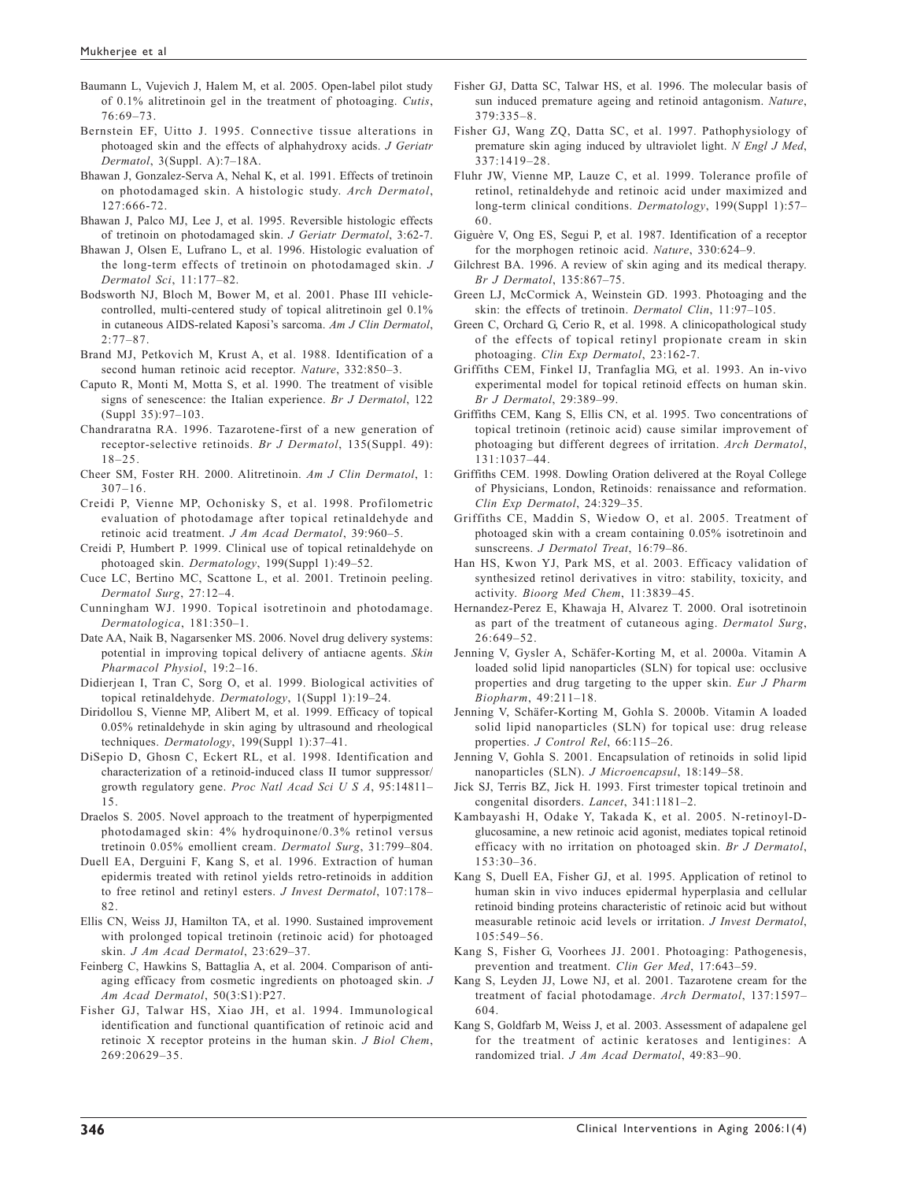Baumann L, Vujevich J, Halem M, et al. 2005. Open-label pilot study of 0.1% alitretinoin gel in the treatment of photoaging. *Cutis*, 76:69–73.

Bernstein EF, Uitto J. 1995. Connective tissue alterations in photoaged skin and the effects of alphahydroxy acids. *J Geriatr Dermatol*, 3(Suppl. A):7–18A.

Bhawan J, Gonzalez-Serva A, Nehal K, et al. 1991. Effects of tretinoin on photodamaged skin. A histologic study. *Arch Dermatol*, 127:666-72.

Bhawan J, Palco MJ, Lee J, et al. 1995. Reversible histologic effects of tretinoin on photodamaged skin. *J Geriatr Dermatol*, 3:62-7.

Bhawan J, Olsen E, Lufrano L, et al. 1996. Histologic evaluation of the long-term effects of tretinoin on photodamaged skin. *J Dermatol Sci*, 11:177–82.

Bodsworth NJ, Bloch M, Bower M, et al. 2001. Phase III vehicle-controlled, multi-centered study of topical alitretinoin gel 0.1% in cutaneous AIDS-related Kaposi's sarcoma. *Am J Clin Dermatol*, 2:77–87.

Brand MJ, Petkovich M, Krust A, et al. 1988. Identification of a second human retinoic acid receptor. *Nature*, 332:850–3.

Caputo R, Monti M, Motta S, et al. 1990. The treatment of visible signs of senescence: the Italian experience. *Br J Dermatol*, 122 (Suppl 35):97–103.

Chandraratna RA. 1996. Tazarotene-first of a new generation of receptor-selective retinoids. *Br J Dermatol*, 135(Suppl. 49): 18–25.

Cheer SM, Foster RH. 2000. Alitretinoin. *Am J Clin Dermatol*, 1: 307–16.

Creidi P, Vienne MP, Ochonisky S, et al. 1998. Profilometric evaluation of photodamage after topical retinaldehyde and retinoic acid treatment. *J Am Acad Dermatol*, 39:960–5.

Creidi P, Humbert P. 1999. Clinical use of topical retinaldehyde on photoaged skin. *Dermatology*, 199(Suppl 1):49–52.

Cuce LC, Bertino MC, Scattone L, et al. 2001. Tretinoin peeling. *Dermatol Surg*, 27:12–4.

Cunningham WJ. 1990. Topical isotretinoin and photodamage. *Dermatologica*, 181:350–1.

Date AA, Naik B, Nagarsenker MS. 2006. Novel drug delivery systems: potential in improving topical delivery of antiacne agents. *Skin Pharmacol Physiol*, 19:2–16.

Didierjean I, Tran C, Sorg O, et al. 1999. Biological activities of topical retinaldehyde. *Dermatology*, 1(Suppl 1):19–24.

Diridollou S, Vienne MP, Alibert M, et al. 1999. Efficacy of topical 0.05% retinaldehyde in skin aging by ultrasound and rheological techniques. *Dermatology*, 199(Suppl 1):37–41.

DiSepio D, Ghosn C, Eckert RL, et al. 1998. Identification and characterization of a retinoid-induced class II tumor suppressor/ growth regulatory gene. *Proc Natl Acad Sci U S A*, 95:14811–15.

Draelos S. 2005. Novel approach to the treatment of hyperpigmented photodamaged skin: 4% hydroquinone/0.3% retinol versus tretinoin 0.05% emollient cream. *Dermatol Surg*, 31:799–804.

Duell EA, Derguini F, Kang S, et al. 1996. Extraction of human epidermis treated with retinol yields retro-retinoids in addition to free retinol and retinyl esters. *J Invest Dermatol*, 107:178–82.

Ellis CN, Weiss JJ, Hamilton TA, et al. 1990. Sustained improvement with prolonged topical tretinoin (retinoic acid) for photoaged skin. *J Am Acad Dermatol*, 23:629–37.

Feinberg C, Hawkins S, Battaglia A, et al. 2004. Comparison of anti-aging efficacy from cosmetic ingredients on photoaged skin. *J Am Acad Dermatol*, 50(3:S1):P27.

Fisher GJ, Talwar HS, Xiao JH, et al. 1994. Immunological identification and functional quantification of retinoic acid and retinoic X receptor proteins in the human skin. *J Biol Chem*, 269:20629–35.

Fisher GJ, Datta SC, Talwar HS, et al. 1996. The molecular basis of sun induced premature ageing and retinoid antagonism. *Nature*, 379:335–8.

Fisher GJ, Wang ZQ, Datta SC, et al. 1997. Pathophysiology of premature skin aging induced by ultraviolet light. *N Engl J Med*, 337:1419–28.

Fluhr JW, Vienne MP, Lauze C, et al. 1999. Tolerance profile of retinol, retinaldehyde and retinoic acid under maximized and long-term clinical conditions. *Dermatology*, 199(Suppl 1):57–60.

Giguère V, Ong ES, Segui P, et al. 1987. Identification of a receptor for the morphogen retinoic acid. *Nature*, 330:624–9.

Gilchrest BA. 1996. A review of skin aging and its medical therapy. *Br J Dermatol*, 135:867–75.

Green LJ, McCormick A, Weinstein GD. 1993. Photoaging and the skin: the effects of tretinoin. *Dermatol Clin*, 11:97–105.

Green C, Orchard G, Cerio R, et al. 1998. A clinicopathological study of the effects of topical retinyl propionate cream in skin photoaging. *Clin Exp Dermatol*, 23:162-7.

Griffiths CEM, Finkel IJ, Tranfaglia MG, et al. 1993. An in-vivo experimental model for topical retinoid effects on human skin. *Br J Dermatol*, 29:389–99.

Griffiths CEM, Kang S, Ellis CN, et al. 1995. Two concentrations of topical tretinoin (retinoic acid) cause similar improvement of photoaging but different degrees of irritation. *Arch Dermatol*, 131:1037–44.

Griffiths CEM. 1998. Dowling Oration delivered at the Royal College of Physicians, London, Retinoids: renaissance and reformation. *Clin Exp Dermatol*, 24:329–35.

Griffiths CE, Maddin S, Wiedow O, et al. 2005. Treatment of photoaged skin with a cream containing 0.05% isotretinoin and sunscreens. *J Dermatol Treat*, 16:79–86.

Han HS, Kwon YJ, Park MS, et al. 2003. Efficacy validation of synthesized retinol derivatives in vitro: stability, toxicity, and activity. *Bioorg Med Chem*, 11:3839–45.

Hernandez-Perez E, Khawaja H, Alvarez T. 2000. Oral isotretinoin as part of the treatment of cutaneous aging. *Dermatol Surg*, 26:649–52.

Jenning V, Gysler A, Schäfer-Korting M, et al. 2000a. Vitamin A loaded solid lipid nanoparticles (SLN) for topical use: occlusive properties and drug targeting to the upper skin. *Eur J Pharm Biopharm*, 49:211–18.

Jenning V, Schäfer-Korting M, Gohla S. 2000b. Vitamin A loaded solid lipid nanoparticles (SLN) for topical use: drug release properties. *J Control Rel*, 66:115–26.

Jenning V, Gohla S. 2001. Encapsulation of retinoids in solid lipid nanoparticles (SLN). *J Microencapsul*, 18:149–58.

Jick SJ, Terris BZ, Jick H. 1993. First trimester topical tretinoin and congenital disorders. *Lancet*, 341:1181–2.

Kambayashi H, Odake Y, Takada K, et al. 2005. N-retinoyl-D-glucosamine, a new retinoic acid agonist, mediates topical retinoid efficacy with no irritation on photoaged skin. *Br J Dermatol*, 153:30–36.

Kang S, Duell EA, Fisher GJ, et al. 1995. Application of retinol to human skin in vivo induces epidermal hyperplasia and cellular retinoid binding proteins characteristic of retinoic acid but without measurable retinoic acid levels or irritation. *J Invest Dermatol*, 105:549–56.

Kang S, Fisher G, Voorhees JJ. 2001. Photoaging: Pathogenesis, prevention and treatment. *Clin Ger Med*, 17:643–59.

Kang S, Leyden JJ, Lowe NJ, et al. 2001. Tazarotene cream for the treatment of facial photodamage. *Arch Dermatol*, 137:1597–604.

Kang S, Goldfarb M, Weiss J, et al. 2003. Assessment of adapalene gel for the treatment of actinic keratoses and lentigines: A randomized trial. *J Am Acad Dermatol*, 49:83–90.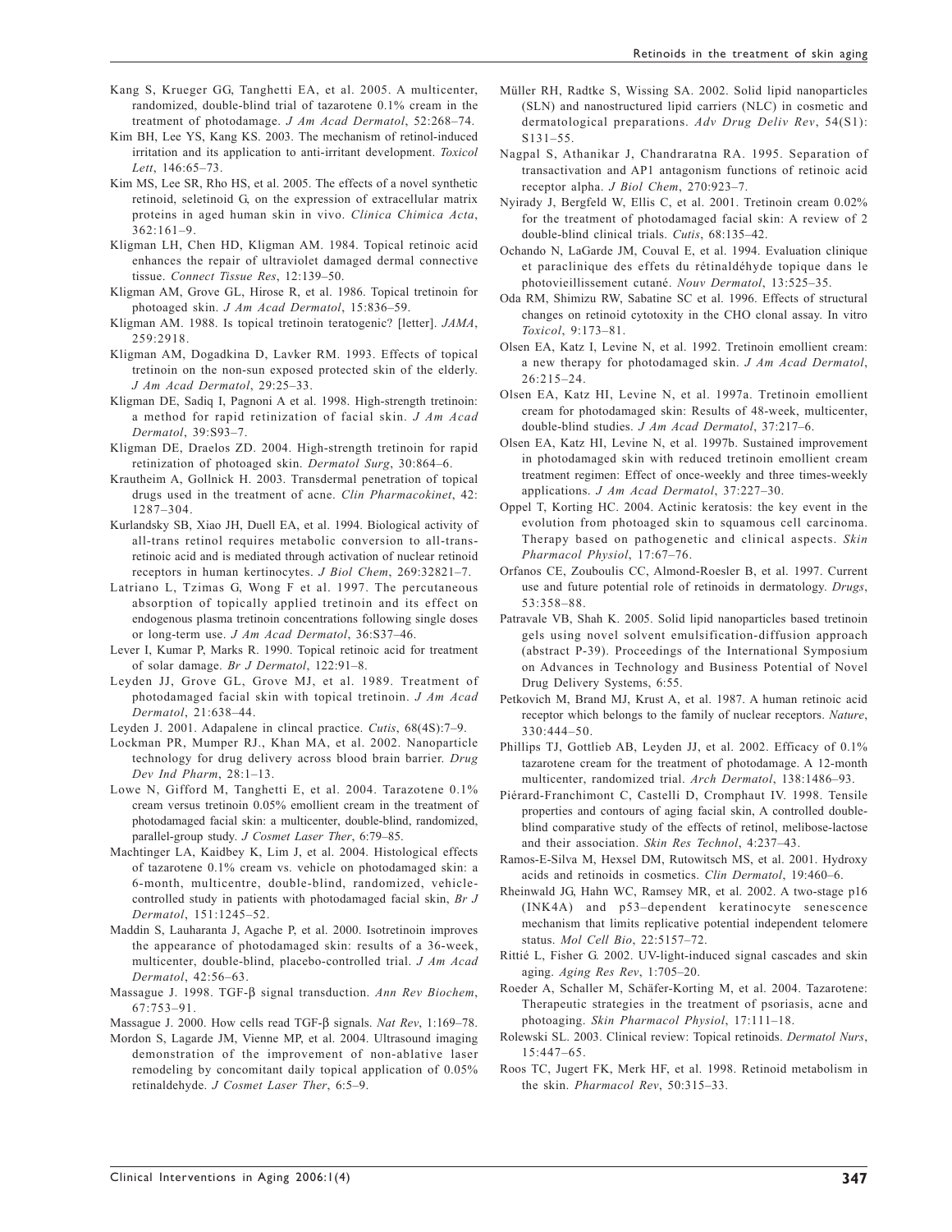Kang S, Krueger GG, Tanghetti EA, et al. 2005. A multicenter, randomized, double-blind trial of tazarotene 0.1% cream in the treatment of photodamage. *J Am Acad Dermatol*, 52:268–74.

Kim BH, Lee YS, Kang KS. 2003. The mechanism of retinol-induced irritation and its application to anti-irritant development. *Toxicol Lett*, 146:65–73.

Kim MS, Lee SR, Rho HS, et al. 2005. The effects of a novel synthetic retinoid, seletinoid G, on the expression of extracellular matrix proteins in aged human skin in vivo. *Clinica Chimica Acta*, 362:161–9.

Kligman LH, Chen HD, Kligman AM. 1984. Topical retinoic acid enhances the repair of ultraviolet damaged dermal connective tissue. *Connect Tissue Res*, 12:139–50.

Kligman AM, Grove GL, Hirose R, et al. 1986. Topical tretinoin for photoaged skin. *J Am Acad Dermatol*, 15:836–59.

Kligman AM. 1988. Is topical tretinoin teratogenic? [letter]. *JAMA*, 259:2918.

Kligman AM, Dogadkina D, Lavker RM. 1993. Effects of topical tretinoin on the non-sun exposed protected skin of the elderly. *J Am Acad Dermatol*, 29:25–33.

Kligman DE, Sadiq I, Pagnoni A et al. 1998. High-strength tretinoin: a method for rapid retinization of facial skin. *J Am Acad Dermatol*, 39:S93–7.

Kligman DE, Draelos ZD. 2004. High-strength tretinoin for rapid retinization of photoaged skin. *Dermatol Surg*, 30:864–6.

Krautheim A, Gollnick H. 2003. Transdermal penetration of topical drugs used in the treatment of acne. *Clin Pharmacokinet*, 42: 1287–304.

Kurlandsky SB, Xiao JH, Duell EA, et al. 1994. Biological activity of all-trans retinol requires metabolic conversion to all-trans-retinoic acid and is mediated through activation of nuclear retinoid receptors in human kertinocytes. *J Biol Chem*, 269:32821–7.

Latriano L, Tzimas G, Wong F et al. 1997. The percutaneous absorption of topically applied tretinoin and its effect on endogenous plasma tretinoin concentrations following single doses or long-term use. *J Am Acad Dermatol*, 36:S37–46.

Lever I, Kumar P, Marks R. 1990. Topical retinoic acid for treatment of solar damage. *Br J Dermatol*, 122:91–8.

Leyden JJ, Grove GL, Grove MJ, et al. 1989. Treatment of photodamaged facial skin with topical tretinoin. *J Am Acad Dermatol*, 21:638–44.

Leyden J. 2001. Adapalene in clincal practice. *Cutis*, 68(4S):7–9.

Lockman PR, Mumper RJ., Khan MA, et al. 2002. Nanoparticle technology for drug delivery across blood brain barrier. *Drug Dev Ind Pharm*, 28:1–13.

Lowe N, Gifford M, Tanghetti E, et al. 2004. Tarazotene 0.1% cream versus tretinoin 0.05% emollient cream in the treatment of photodamaged facial skin: a multicenter, double-blind, randomized, parallel-group study. *J Cosmet Laser Ther*, 6:79–85.

Machtinger LA, Kaidbey K, Lim J, et al. 2004. Histological effects of tazarotene 0.1% cream vs. vehicle on photodamaged skin: a 6-month, multicentre, double-blind, randomized, vehicle-controlled study in patients with photodamaged facial skin, *Br J Dermatol*, 151:1245–52.

Maddin S, Lauharanta J, Agache P, et al. 2000. Isotretinoin improves the appearance of photodamaged skin: results of a 36-week, multicenter, double-blind, placebo-controlled trial. *J Am Acad Dermatol*, 42:56–63.

Massague J. 1998. TGF-β signal transduction. *Ann Rev Biochem*, 67:753–91.

Massague J. 2000. How cells read TGF-β signals. *Nat Rev*, 1:169–78.

Mordon S, Lagarde JM, Vienne MP, et al. 2004. Ultrasound imaging demonstration of the improvement of non-ablative laser remodeling by concomitant daily topical application of 0.05% retinaldehyde. *J Cosmet Laser Ther*, 6:5–9.

Müller RH, Radtke S, Wissing SA. 2002. Solid lipid nanoparticles (SLN) and nanostructured lipid carriers (NLC) in cosmetic and dermatological preparations. *Adv Drug Deliv Rev*, 54(S1): S131–55.

Nagpal S, Athanikar J, Chandraratna RA. 1995. Separation of transactivation and AP1 antagonism functions of retinoic acid receptor alpha. *J Biol Chem*, 270:923–7.

Nyirady J, Bergfeld W, Ellis C, et al. 2001. Tretinoin cream 0.02% for the treatment of photodamaged facial skin: A review of 2 double-blind clinical trials. *Cutis*, 68:135–42.

Ochando N, LaGarde JM, Couval E, et al. 1994. Evaluation clinique et paraclinique des effets du rétinaldéhyde topique dans le photovieillissement cutané. *Nouv Dermatol*, 13:525–35.

Oda RM, Shimizu RW, Sabatine SC et al. 1996. Effects of structural changes on retinoid cytotoxity in the CHO clonal assay. In vitro *Toxicol*, 9:173–81.

Olsen EA, Katz I, Levine N, et al. 1992. Tretinoin emollient cream: a new therapy for photodamaged skin. *J Am Acad Dermatol*, 26:215–24.

Olsen EA, Katz HI, Levine N, et al. 1997a. Tretinoin emollient cream for photodamaged skin: Results of 48-week, multicenter, double-blind studies. *J Am Acad Dermatol*, 37:217–6.

Olsen EA, Katz HI, Levine N, et al. 1997b. Sustained improvement in photodamaged skin with reduced tretinoin emollient cream treatment regimen: Effect of once-weekly and three times-weekly applications. *J Am Acad Dermatol*, 37:227–30.

Oppel T, Korting HC. 2004. Actinic keratosis: the key event in the evolution from photoaged skin to squamous cell carcinoma. Therapy based on pathogenetic and clinical aspects. *Skin Pharmacol Physiol*, 17:67–76.

Orfanos CE, Zouboulis CC, Almond-Roesler B, et al. 1997. Current use and future potential role of retinoids in dermatology. *Drugs*, 53:358–88.

Patravale VB, Shah K. 2005. Solid lipid nanoparticles based tretinoin gels using novel solvent emulsification-diffusion approach (abstract P-39). Proceedings of the International Symposium on Advances in Technology and Business Potential of Novel Drug Delivery Systems, 6:55.

Petkovich M, Brand MJ, Krust A, et al. 1987. A human retinoic acid receptor which belongs to the family of nuclear receptors. *Nature*, 330:444–50.

Phillips TJ, Gottlieb AB, Leyden JJ, et al. 2002. Efficacy of 0.1% tazarotene cream for the treatment of photodamage. A 12-month multicenter, randomized trial. *Arch Dermatol*, 138:1486–93.

Piérard-Franchimont C, Castelli D, Cromphaut IV. 1998. Tensile properties and contours of aging facial skin, A controlled double-blind comparative study of the effects of retinol, melibose-lactose and their association. *Skin Res Technol*, 4:237–43.

Ramos-E-Silva M, Hexsel DM, Rutowitsch MS, et al. 2001. Hydroxy acids and retinoids in cosmetics. *Clin Dermatol*, 19:460–6.

Rheinwald JG, Hahn WC, Ramsey MR, et al. 2002. A two-stage p16 (INK4A) and p53–dependent keratinocyte senescence mechanism that limits replicative potential independent telomere status. *Mol Cell Bio*, 22:5157–72.

Rittié L, Fisher G. 2002. UV-light-induced signal cascades and skin aging. *Aging Res Rev*, 1:705–20.

Roeder A, Schaller M, Schäfer-Korting M, et al. 2004. Tazarotene: Therapeutic strategies in the treatment of psoriasis, acne and photoaging. *Skin Pharmacol Physiol*, 17:111–18.

Rolewski SL. 2003. Clinical review: Topical retinoids. *Dermatol Nurs*, 15:447–65.

Roos TC, Jugert FK, Merk HF, et al. 1998. Retinoid metabolism in the skin. *Pharmacol Rev*, 50:315–33.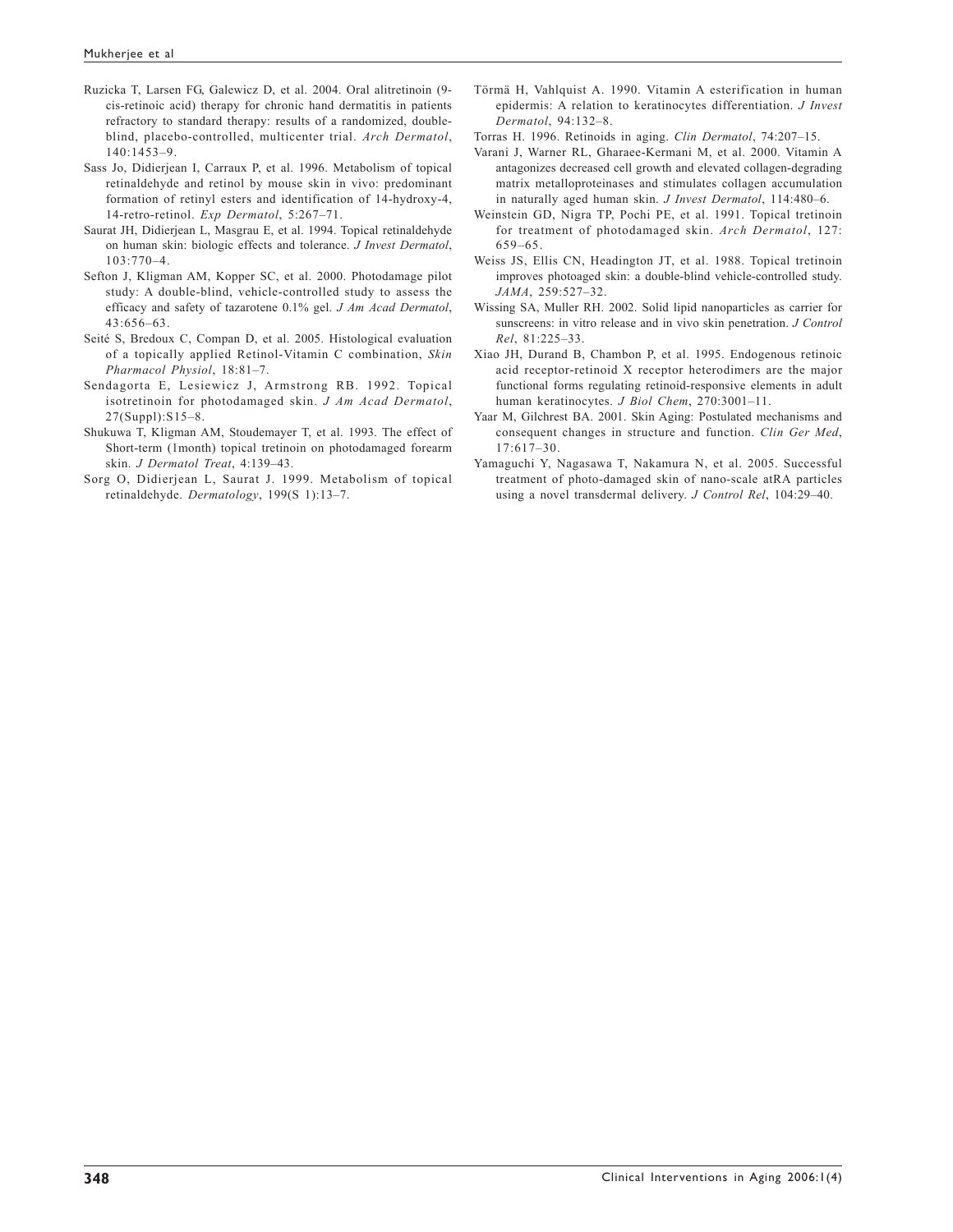Ruzicka T, Larsen FG, Galewicz D, et al. 2004. Oral alitretinoin (9-cis-retinoic acid) therapy for chronic hand dermatitis in patients refractory to standard therapy: results of a randomized, double-blind, placebo-controlled, multicenter trial. *Arch Dermatol*, 140:1453–9.

Sass Jo, Didierjean I, Carraux P, et al. 1996. Metabolism of topical retinaldehyde and retinol by mouse skin in vivo: predominant formation of retinyl esters and identification of 14-hydroxy-4, 14-retro-retinol. *Exp Dermatol*, 5:267–71.

Saurat JH, Didierjean L, Masgrau E, et al. 1994. Topical retinaldehyde on human skin: biologic effects and tolerance. *J Invest Dermatol*, 103:770–4.

Sefton J, Kligman AM, Kopper SC, et al. 2000. Photodamage pilot study: A double-blind, vehicle-controlled study to assess the efficacy and safety of tazarotene 0.1% gel. *J Am Acad Dermatol*, 43:656–63.

Seité S, Bredoux C, Compan D, et al. 2005. Histological evaluation of a topically applied Retinol-Vitamin C combination, *Skin Pharmacol Physiol*, 18:81–7.

Sendagorta E, Lesiewicz J, Armstrong RB. 1992. Topical isotretinoin for photodamaged skin. *J Am Acad Dermatol*, 27(Suppl):S15–8.

Shukuwa T, Kligman AM, Stoudemayer T, et al. 1993. The effect of Short-term (1month) topical tretinoin on photodamaged forearm skin. *J Dermatol Treat*, 4:139–43.

Sorg O, Didierjean L, Saurat J. 1999. Metabolism of topical retinaldehyde. *Dermatology*, 199(S 1):13–7.

Törmä H, Vahlquist A. 1990. Vitamin A esterification in human epidermis: A relation to keratinocytes differentiation. *J Invest Dermatol*, 94:132–8.

Torras H. 1996. Retinoids in aging. *Clin Dermatol*, 74:207–15.

Varani J, Warner RL, Gharaee-Kermani M, et al. 2000. Vitamin A antagonizes decreased cell growth and elevated collagen-degrading matrix metalloproteinases and stimulates collagen accumulation in naturally aged human skin. *J Invest Dermatol*, 114:480–6.

Weinstein GD, Nigra TP, Pochi PE, et al. 1991. Topical tretinoin for treatment of photodamaged skin. *Arch Dermatol*, 127: 659–65.

Weiss JS, Ellis CN, Headington JT, et al. 1988. Topical tretinoin improves photoaged skin: a double-blind vehicle-controlled study. *JAMA*, 259:527–32.

Wissing SA, Muller RH. 2002. Solid lipid nanoparticles as carrier for sunscreens: in vitro release and in vivo skin penetration. *J Control Rel*, 81:225–33.

Xiao JH, Durand B, Chambon P, et al. 1995. Endogenous retinoic acid receptor-retinoid X receptor heterodimers are the major functional forms regulating retinoid-responsive elements in adult human keratinocytes. *J Biol Chem*, 270:3001–11.

Yaar M, Gilchrest BA. 2001. Skin Aging: Postulated mechanisms and consequent changes in structure and function. *Clin Ger Med*, 17:617–30.

Yamaguchi Y, Nagasawa T, Nakamura N, et al. 2005. Successful treatment of photo-damaged skin of nano-scale atRA particles using a novel transdermal delivery. *J Control Rel*, 104:29–40.